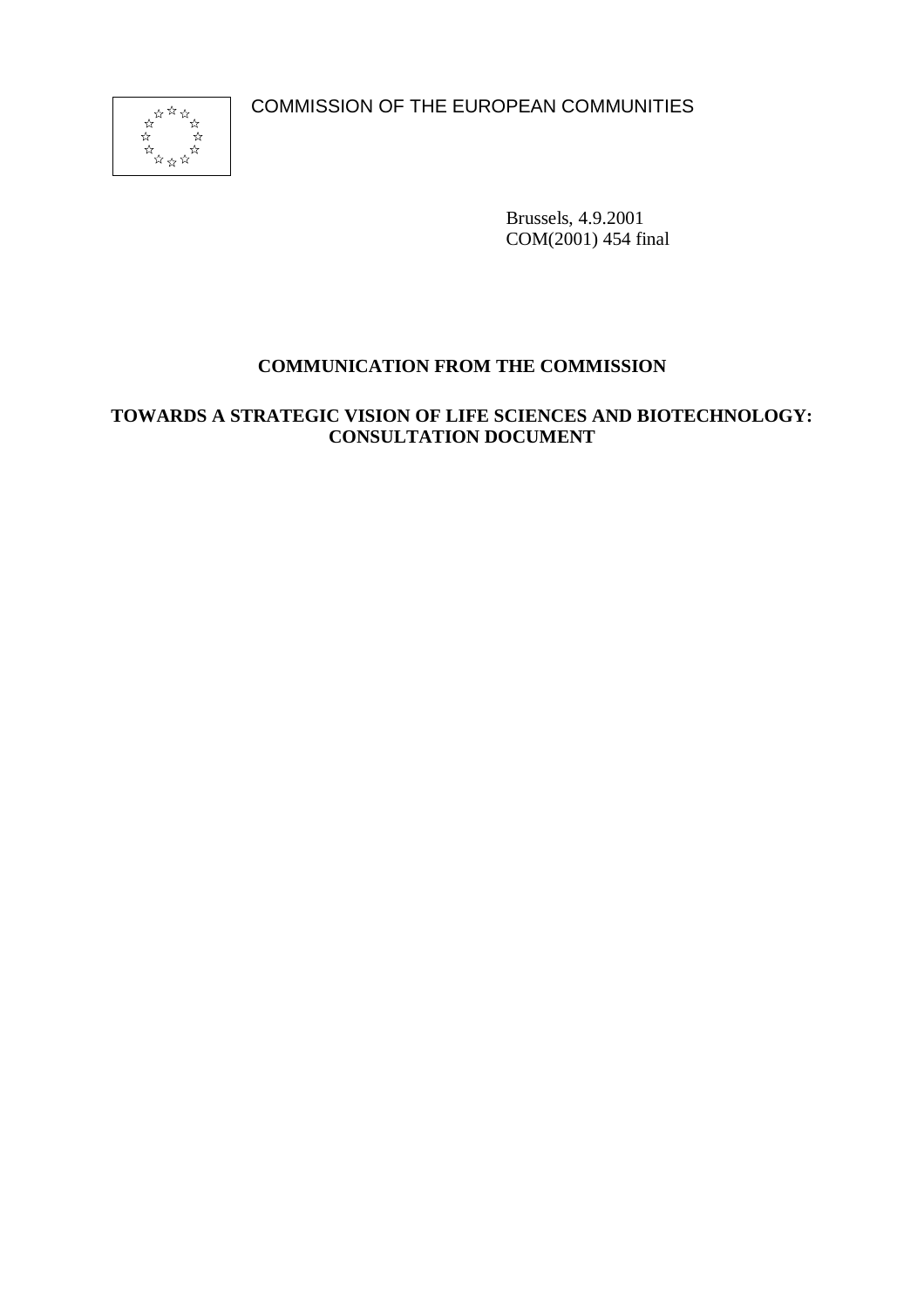COMMISSION OF THE EUROPEAN COMMUNITIES

Brussels, 4.9.2001
COM(2001) 454 final

# COMMUNICATION FROM THE COMMISSION

## TOWARDS A STRATEGIC VISION OF LIFE SCIENCES AND BIOTECHNOLOGY: CONSULTATION DOCUMENT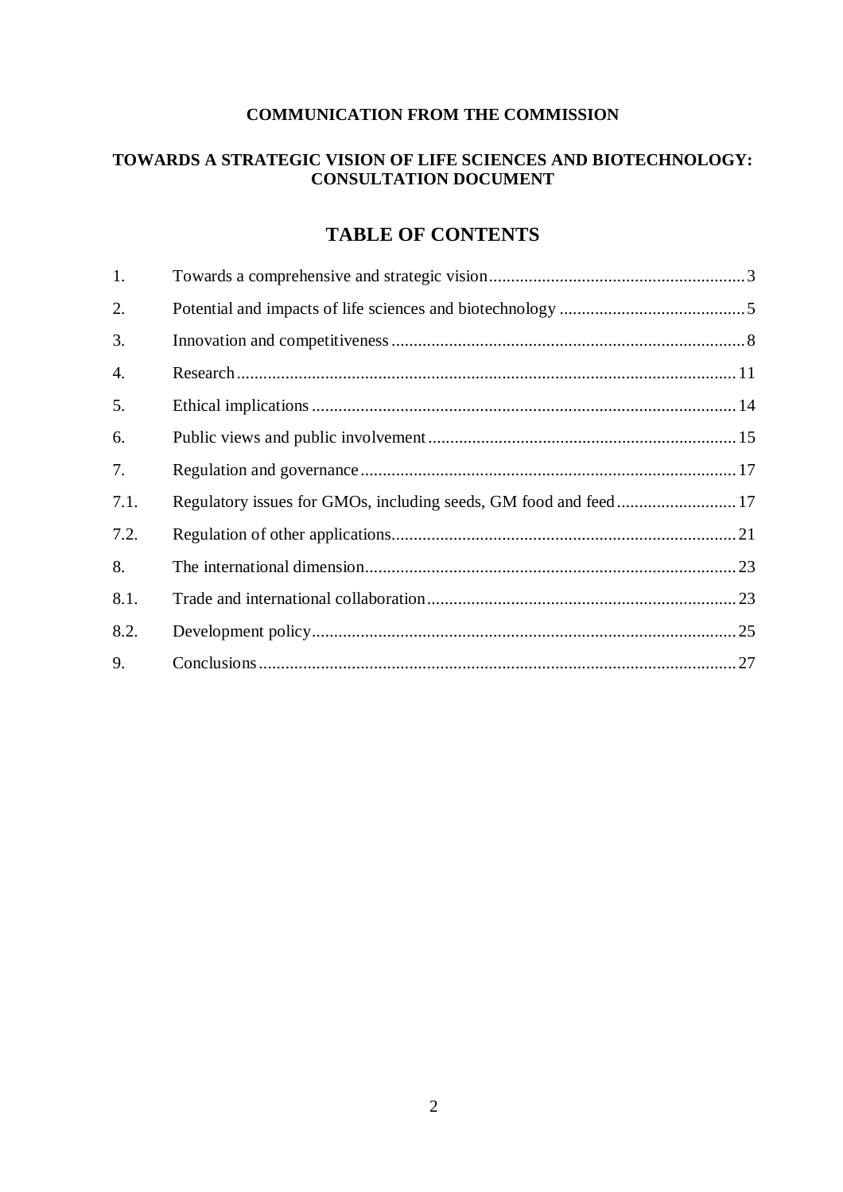**COMMUNICATION FROM THE COMMISSION**

**TOWARDS A STRATEGIC VISION OF LIFE SCIENCES AND BIOTECHNOLOGY: CONSULTATION DOCUMENT**

# TABLE OF CONTENTS

| | | |
|---|---|---|
| 1. | Towards a comprehensive and strategic vision | 3 |
| 2. | Potential and impacts of life sciences and biotechnology | 5 |
| 3. | Innovation and competitiveness | 8 |
| 4. | Research | 11 |
| 5. | Ethical implications | 14 |
| 6. | Public views and public involvement | 15 |
| 7. | Regulation and governance | 17 |
| 7.1. | Regulatory issues for GMOs, including seeds, GM food and feed | 17 |
| 7.2. | Regulation of other applications | 21 |
| 8. | The international dimension | 23 |
| 8.1. | Trade and international collaboration | 23 |
| 8.2. | Development policy | 25 |
| 9. | Conclusions | 27 |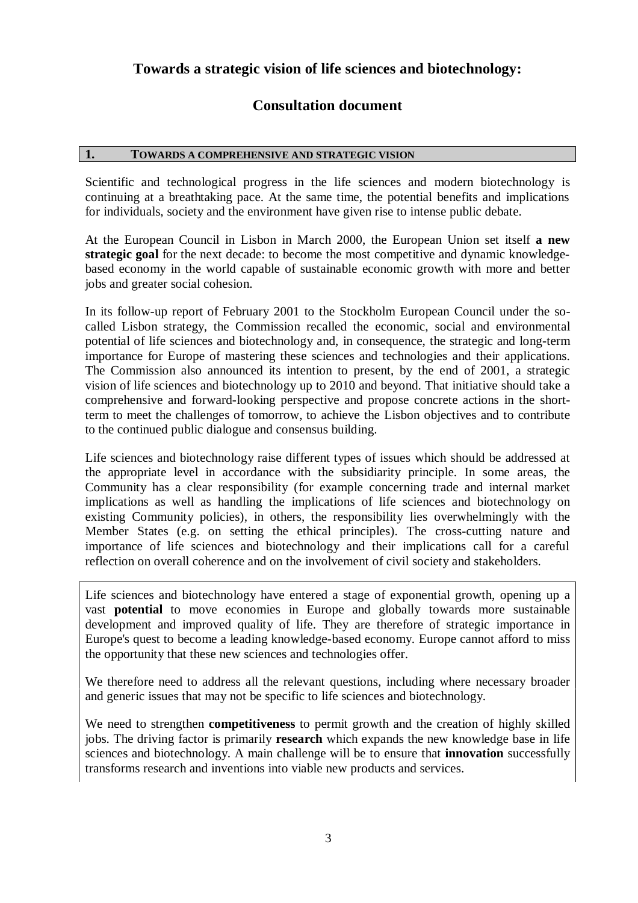# Towards a strategic vision of life sciences and biotechnology:

# Consultation document

## 1. TOWARDS A COMPREHENSIVE AND STRATEGIC VISION

Scientific and technological progress in the life sciences and modern biotechnology is continuing at a breathtaking pace. At the same time, the potential benefits and implications for individuals, society and the environment have given rise to intense public debate.

At the European Council in Lisbon in March 2000, the European Union set itself **a new strategic goal** for the next decade: to become the most competitive and dynamic knowledge-based economy in the world capable of sustainable economic growth with more and better jobs and greater social cohesion.

In its follow-up report of February 2001 to the Stockholm European Council under the so-called Lisbon strategy, the Commission recalled the economic, social and environmental potential of life sciences and biotechnology and, in consequence, the strategic and long-term importance for Europe of mastering these sciences and technologies and their applications. The Commission also announced its intention to present, by the end of 2001, a strategic vision of life sciences and biotechnology up to 2010 and beyond. That initiative should take a comprehensive and forward-looking perspective and propose concrete actions in the short-term to meet the challenges of tomorrow, to achieve the Lisbon objectives and to contribute to the continued public dialogue and consensus building.

Life sciences and biotechnology raise different types of issues which should be addressed at the appropriate level in accordance with the subsidiarity principle. In some areas, the Community has a clear responsibility (for example concerning trade and internal market implications as well as handling the implications of life sciences and biotechnology on existing Community policies), in others, the responsibility lies overwhelmingly with the Member States (e.g. on setting the ethical principles). The cross-cutting nature and importance of life sciences and biotechnology and their implications call for a careful reflection on overall coherence and on the involvement of civil society and stakeholders.

Life sciences and biotechnology have entered a stage of exponential growth, opening up a vast **potential** to move economies in Europe and globally towards more sustainable development and improved quality of life. They are therefore of strategic importance in Europe's quest to become a leading knowledge-based economy. Europe cannot afford to miss the opportunity that these new sciences and technologies offer.

We therefore need to address all the relevant questions, including where necessary broader and generic issues that may not be specific to life sciences and biotechnology.

We need to strengthen **competitiveness** to permit growth and the creation of highly skilled jobs. The driving factor is primarily **research** which expands the new knowledge base in life sciences and biotechnology. A main challenge will be to ensure that **innovation** successfully transforms research and inventions into viable new products and services.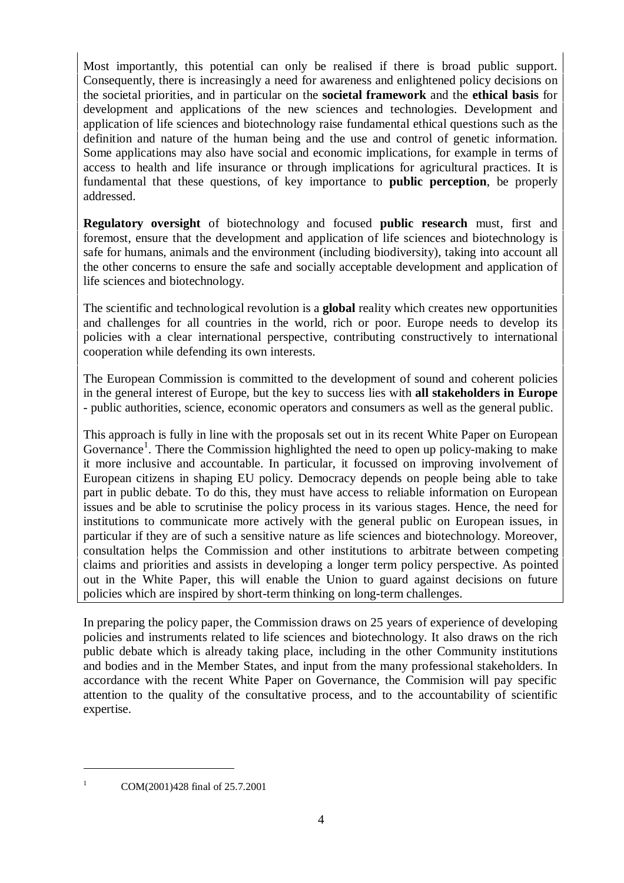Most importantly, this potential can only be realised if there is broad public support. Consequently, there is increasingly a need for awareness and enlightened policy decisions on the societal priorities, and in particular on the **societal framework** and the **ethical basis** for development and applications of the new sciences and technologies. Development and application of life sciences and biotechnology raise fundamental ethical questions such as the definition and nature of the human being and the use and control of genetic information. Some applications may also have social and economic implications, for example in terms of access to health and life insurance or through implications for agricultural practices. It is fundamental that these questions, of key importance to **public perception**, be properly addressed.

**Regulatory oversight** of biotechnology and focused **public research** must, first and foremost, ensure that the development and application of life sciences and biotechnology is safe for humans, animals and the environment (including biodiversity), taking into account all the other concerns to ensure the safe and socially acceptable development and application of life sciences and biotechnology.

The scientific and technological revolution is a **global** reality which creates new opportunities and challenges for all countries in the world, rich or poor. Europe needs to develop its policies with a clear international perspective, contributing constructively to international cooperation while defending its own interests.

The European Commission is committed to the development of sound and coherent policies in the general interest of Europe, but the key to success lies with **all stakeholders in Europe** - public authorities, science, economic operators and consumers as well as the general public.

This approach is fully in line with the proposals set out in its recent White Paper on European Governance[1]. There the Commission highlighted the need to open up policy-making to make it more inclusive and accountable. In particular, it focussed on improving involvement of European citizens in shaping EU policy. Democracy depends on people being able to take part in public debate. To do this, they must have access to reliable information on European issues and be able to scrutinise the policy process in its various stages. Hence, the need for institutions to communicate more actively with the general public on European issues, in particular if they are of such a sensitive nature as life sciences and biotechnology. Moreover, consultation helps the Commission and other institutions to arbitrate between competing claims and priorities and assists in developing a longer term policy perspective. As pointed out in the White Paper, this will enable the Union to guard against decisions on future policies which are inspired by short-term thinking on long-term challenges.

In preparing the policy paper, the Commission draws on 25 years of experience of developing policies and instruments related to life sciences and biotechnology. It also draws on the rich public debate which is already taking place, including in the other Community institutions and bodies and in the Member States, and input from the many professional stakeholders. In accordance with the recent White Paper on Governance, the Commision will pay specific attention to the quality of the consultative process, and to the accountability of scientific expertise.

[1] COM(2001)428 final of 25.7.2001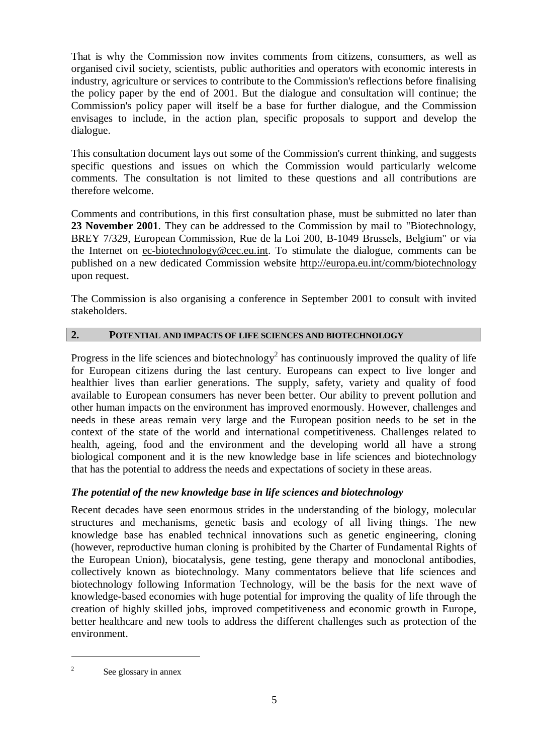That is why the Commission now invites comments from citizens, consumers, as well as organised civil society, scientists, public authorities and operators with economic interests in industry, agriculture or services to contribute to the Commission's reflections before finalising the policy paper by the end of 2001. But the dialogue and consultation will continue; the Commission's policy paper will itself be a base for further dialogue, and the Commission envisages to include, in the action plan, specific proposals to support and develop the dialogue.

This consultation document lays out some of the Commission's current thinking, and suggests specific questions and issues on which the Commission would particularly welcome comments. The consultation is not limited to these questions and all contributions are therefore welcome.

Comments and contributions, in this first consultation phase, must be submitted no later than **23 November 2001**. They can be addressed to the Commission by mail to "Biotechnology, BREY 7/329, European Commission, Rue de la Loi 200, B-1049 Brussels, Belgium" or via the Internet on ec-biotechnology@cec.eu.int. To stimulate the dialogue, comments can be published on a new dedicated Commission website http://europa.eu.int/comm/biotechnology upon request.

The Commission is also organising a conference in September 2001 to consult with invited stakeholders.

## 2. POTENTIAL AND IMPACTS OF LIFE SCIENCES AND BIOTECHNOLOGY

Progress in the life sciences and biotechnology[2] has continuously improved the quality of life for European citizens during the last century. Europeans can expect to live longer and healthier lives than earlier generations. The supply, safety, variety and quality of food available to European consumers has never been better. Our ability to prevent pollution and other human impacts on the environment has improved enormously. However, challenges and needs in these areas remain very large and the European position needs to be set in the context of the state of the world and international competitiveness. Challenges related to health, ageing, food and the environment and the developing world all have a strong biological component and it is the new knowledge base in life sciences and biotechnology that has the potential to address the needs and expectations of society in these areas.

### *The potential of the new knowledge base in life sciences and biotechnology*

Recent decades have seen enormous strides in the understanding of the biology, molecular structures and mechanisms, genetic basis and ecology of all living things. The new knowledge base has enabled technical innovations such as genetic engineering, cloning (however, reproductive human cloning is prohibited by the Charter of Fundamental Rights of the European Union), biocatalysis, gene testing, gene therapy and monoclonal antibodies, collectively known as biotechnology. Many commentators believe that life sciences and biotechnology following Information Technology, will be the basis for the next wave of knowledge-based economies with huge potential for improving the quality of life through the creation of highly skilled jobs, improved competitiveness and economic growth in Europe, better healthcare and new tools to address the different challenges such as protection of the environment.

---

[2] See glossary in annex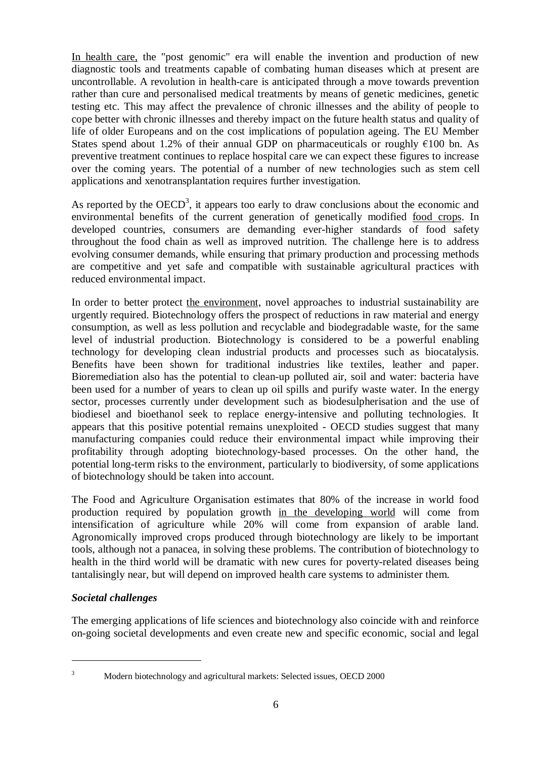In health care, the "post genomic" era will enable the invention and production of new diagnostic tools and treatments capable of combating human diseases which at present are uncontrollable. A revolution in health-care is anticipated through a move towards prevention rather than cure and personalised medical treatments by means of genetic medicines, genetic testing etc. This may affect the prevalence of chronic illnesses and the ability of people to cope better with chronic illnesses and thereby impact on the future health status and quality of life of older Europeans and on the cost implications of population ageing. The EU Member States spend about 1.2% of their annual GDP on pharmaceuticals or roughly €100 bn. As preventive treatment continues to replace hospital care we can expect these figures to increase over the coming years. The potential of a number of new technologies such as stem cell applications and xenotransplantation requires further investigation.

As reported by the OECD[3], it appears too early to draw conclusions about the economic and environmental benefits of the current generation of genetically modified food crops. In developed countries, consumers are demanding ever-higher standards of food safety throughout the food chain as well as improved nutrition. The challenge here is to address evolving consumer demands, while ensuring that primary production and processing methods are competitive and yet safe and compatible with sustainable agricultural practices with reduced environmental impact.

In order to better protect the environment, novel approaches to industrial sustainability are urgently required. Biotechnology offers the prospect of reductions in raw material and energy consumption, as well as less pollution and recyclable and biodegradable waste, for the same level of industrial production. Biotechnology is considered to be a powerful enabling technology for developing clean industrial products and processes such as biocatalysis. Benefits have been shown for traditional industries like textiles, leather and paper. Bioremediation also has the potential to clean-up polluted air, soil and water: bacteria have been used for a number of years to clean up oil spills and purify waste water. In the energy sector, processes currently under development such as biodesulpherisation and the use of biodiesel and bioethanol seek to replace energy-intensive and polluting technologies. It appears that this positive potential remains unexploited - OECD studies suggest that many manufacturing companies could reduce their environmental impact while improving their profitability through adopting biotechnology-based processes. On the other hand, the potential long-term risks to the environment, particularly to biodiversity, of some applications of biotechnology should be taken into account.

The Food and Agriculture Organisation estimates that 80% of the increase in world food production required by population growth in the developing world will come from intensification of agriculture while 20% will come from expansion of arable land. Agronomically improved crops produced through biotechnology are likely to be important tools, although not a panacea, in solving these problems. The contribution of biotechnology to health in the third world will be dramatic with new cures for poverty-related diseases being tantalisingly near, but will depend on improved health care systems to administer them.

### *Societal challenges*

The emerging applications of life sciences and biotechnology also coincide with and reinforce on-going societal developments and even create new and specific economic, social and legal

---

[3] Modern biotechnology and agricultural markets: Selected issues, OECD 2000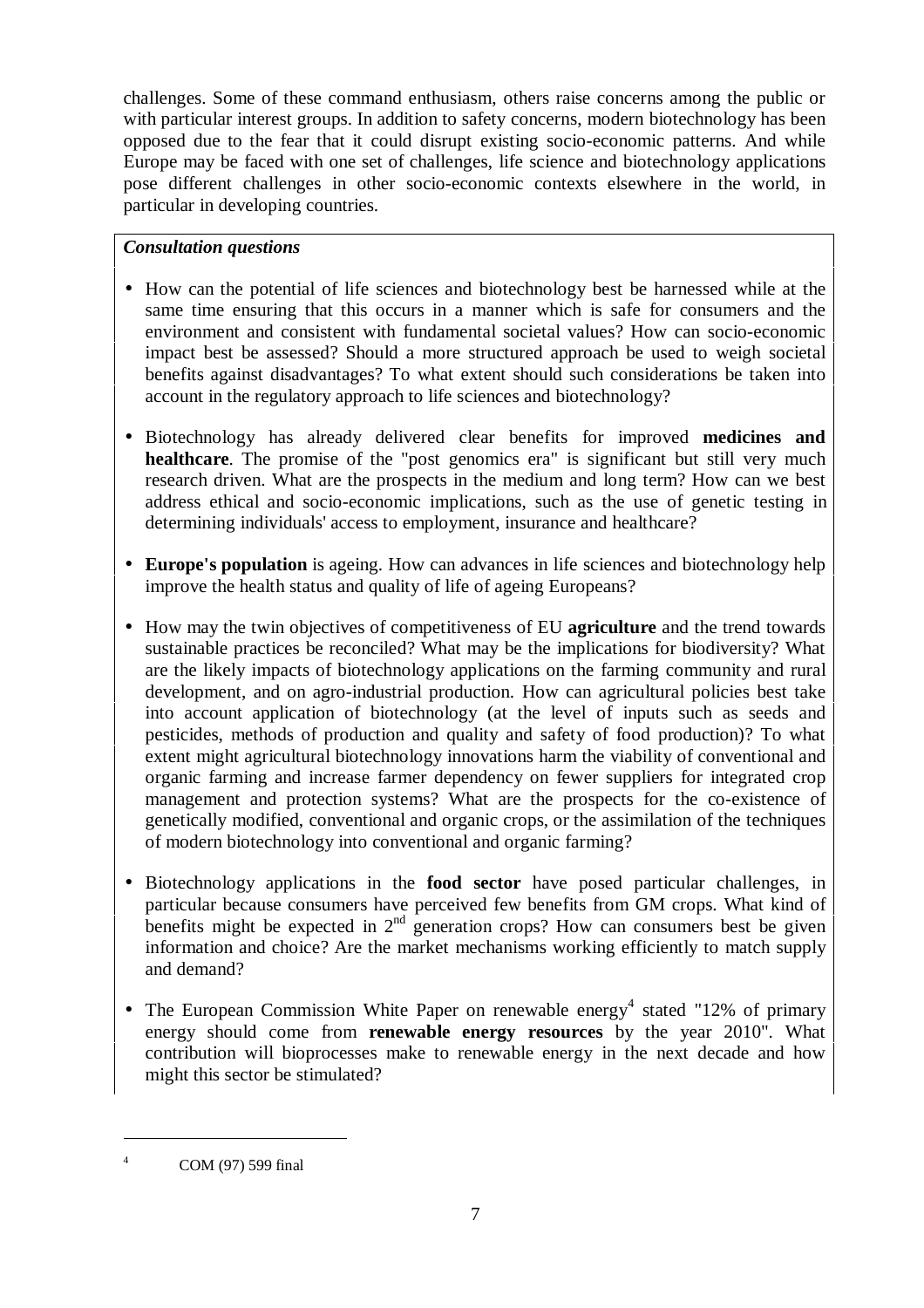challenges. Some of these command enthusiasm, others raise concerns among the public or with particular interest groups. In addition to safety concerns, modern biotechnology has been opposed due to the fear that it could disrupt existing socio-economic patterns. And while Europe may be faced with one set of challenges, life science and biotechnology applications pose different challenges in other socio-economic contexts elsewhere in the world, in particular in developing countries.

***Consultation questions***

- How can the potential of life sciences and biotechnology best be harnessed while at the same time ensuring that this occurs in a manner which is safe for consumers and the environment and consistent with fundamental societal values? How can socio-economic impact best be assessed? Should a more structured approach be used to weigh societal benefits against disadvantages? To what extent should such considerations be taken into account in the regulatory approach to life sciences and biotechnology?
- Biotechnology has already delivered clear benefits for improved **medicines and healthcare**. The promise of the "post genomics era" is significant but still very much research driven. What are the prospects in the medium and long term? How can we best address ethical and socio-economic implications, such as the use of genetic testing in determining individuals' access to employment, insurance and healthcare?
- **Europe's population** is ageing. How can advances in life sciences and biotechnology help improve the health status and quality of life of ageing Europeans?
- How may the twin objectives of competitiveness of EU **agriculture** and the trend towards sustainable practices be reconciled? What may be the implications for biodiversity? What are the likely impacts of biotechnology applications on the farming community and rural development, and on agro-industrial production. How can agricultural policies best take into account application of biotechnology (at the level of inputs such as seeds and pesticides, methods of production and quality and safety of food production)? To what extent might agricultural biotechnology innovations harm the viability of conventional and organic farming and increase farmer dependency on fewer suppliers for integrated crop management and protection systems? What are the prospects for the co-existence of genetically modified, conventional and organic crops, or the assimilation of the techniques of modern biotechnology into conventional and organic farming?
- Biotechnology applications in the **food sector** have posed particular challenges, in particular because consumers have perceived few benefits from GM crops. What kind of benefits might be expected in 2nd generation crops? How can consumers best be given information and choice? Are the market mechanisms working efficiently to match supply and demand?
- The European Commission White Paper on renewable energy[4] stated "12% of primary energy should come from **renewable energy resources** by the year 2010". What contribution will bioprocesses make to renewable energy in the next decade and how might this sector be stimulated?

---

[4] COM (97) 599 final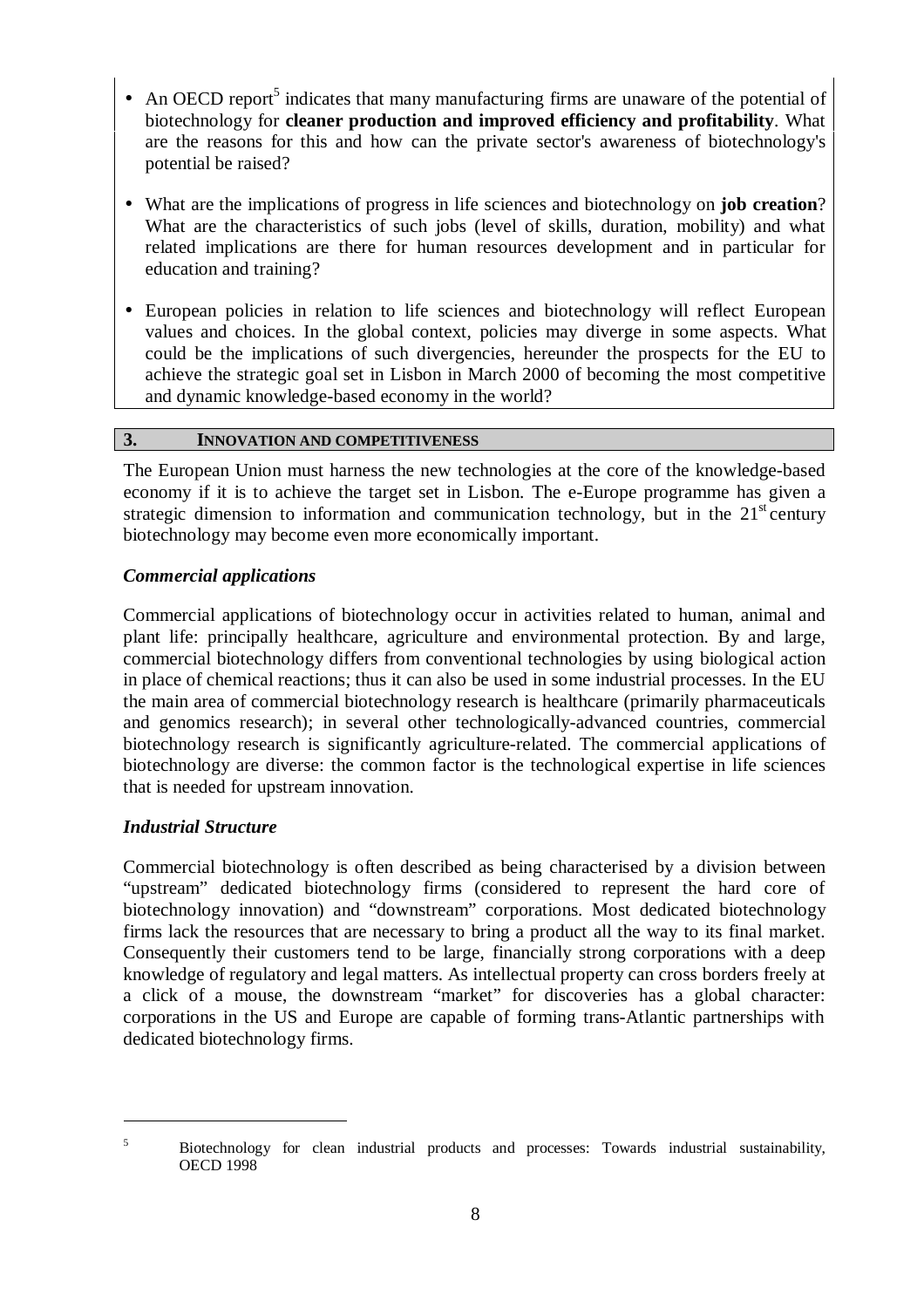- An OECD report[5] indicates that many manufacturing firms are unaware of the potential of biotechnology for **cleaner production and improved efficiency and profitability**. What are the reasons for this and how can the private sector's awareness of biotechnology's potential be raised?

- What are the implications of progress in life sciences and biotechnology on **job creation**? What are the characteristics of such jobs (level of skills, duration, mobility) and what related implications are there for human resources development and in particular for education and training?

- European policies in relation to life sciences and biotechnology will reflect European values and choices. In the global context, policies may diverge in some aspects. What could be the implications of such divergencies, hereunder the prospects for the EU to achieve the strategic goal set in Lisbon in March 2000 of becoming the most competitive and dynamic knowledge-based economy in the world?

## 3. INNOVATION AND COMPETITIVENESS

The European Union must harness the new technologies at the core of the knowledge-based economy if it is to achieve the target set in Lisbon. The e-Europe programme has given a strategic dimension to information and communication technology, but in the 21st century biotechnology may become even more economically important.

### *Commercial applications*

Commercial applications of biotechnology occur in activities related to human, animal and plant life: principally healthcare, agriculture and environmental protection. By and large, commercial biotechnology differs from conventional technologies by using biological action in place of chemical reactions; thus it can also be used in some industrial processes. In the EU the main area of commercial biotechnology research is healthcare (primarily pharmaceuticals and genomics research); in several other technologically-advanced countries, commercial biotechnology research is significantly agriculture-related. The commercial applications of biotechnology are diverse: the common factor is the technological expertise in life sciences that is needed for upstream innovation.

### *Industrial Structure*

Commercial biotechnology is often described as being characterised by a division between "upstream" dedicated biotechnology firms (considered to represent the hard core of biotechnology innovation) and "downstream" corporations. Most dedicated biotechnology firms lack the resources that are necessary to bring a product all the way to its final market. Consequently their customers tend to be large, financially strong corporations with a deep knowledge of regulatory and legal matters. As intellectual property can cross borders freely at a click of a mouse, the downstream "market" for discoveries has a global character: corporations in the US and Europe are capable of forming trans-Atlantic partnerships with dedicated biotechnology firms.

---

[5] Biotechnology for clean industrial products and processes: Towards industrial sustainability, OECD 1998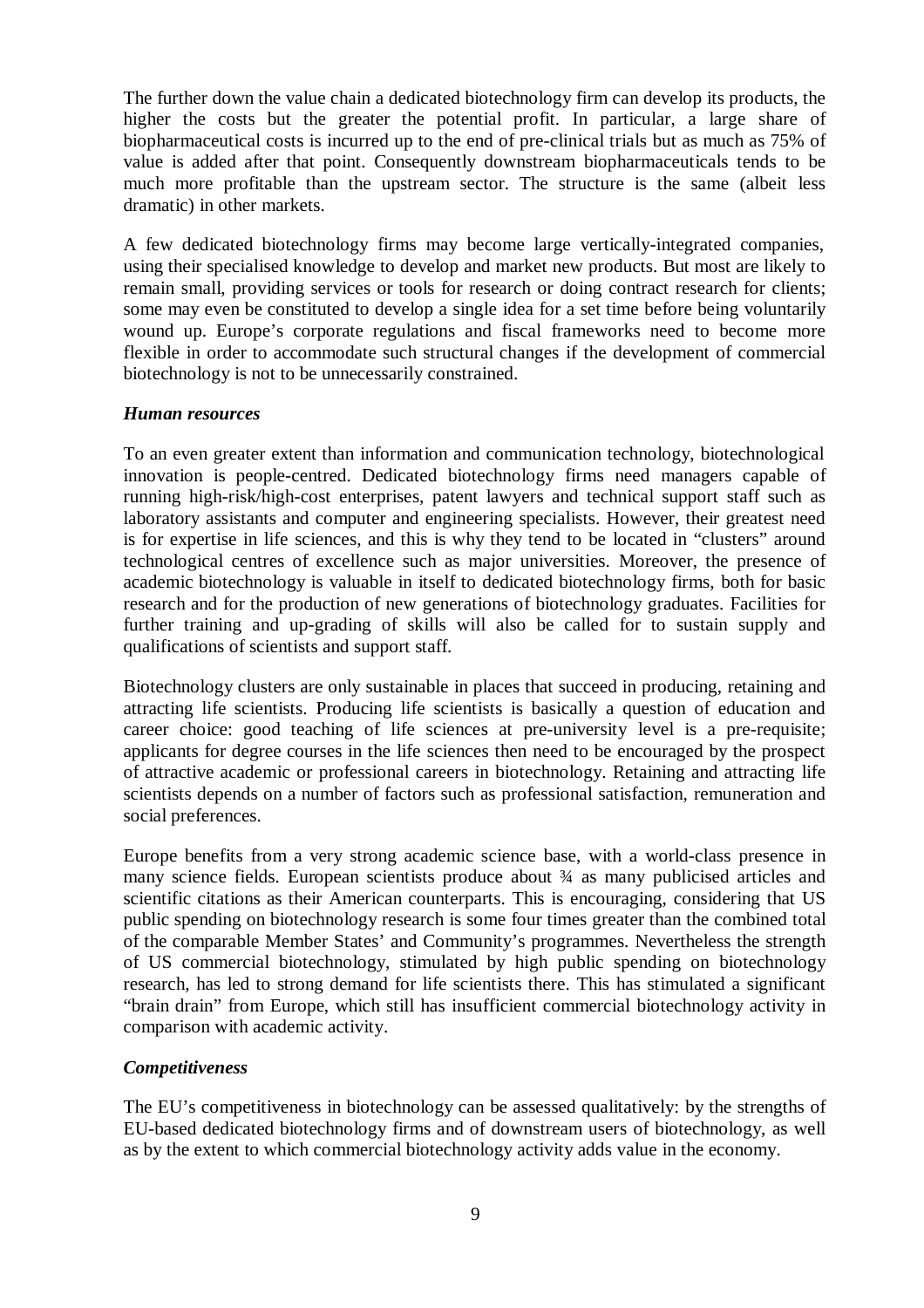The further down the value chain a dedicated biotechnology firm can develop its products, the higher the costs but the greater the potential profit. In particular, a large share of biopharmaceutical costs is incurred up to the end of pre-clinical trials but as much as 75% of value is added after that point. Consequently downstream biopharmaceuticals tends to be much more profitable than the upstream sector. The structure is the same (albeit less dramatic) in other markets.

A few dedicated biotechnology firms may become large vertically-integrated companies, using their specialised knowledge to develop and market new products. But most are likely to remain small, providing services or tools for research or doing contract research for clients; some may even be constituted to develop a single idea for a set time before being voluntarily wound up. Europe's corporate regulations and fiscal frameworks need to become more flexible in order to accommodate such structural changes if the development of commercial biotechnology is not to be unnecessarily constrained.

***Human resources***

To an even greater extent than information and communication technology, biotechnological innovation is people-centred. Dedicated biotechnology firms need managers capable of running high-risk/high-cost enterprises, patent lawyers and technical support staff such as laboratory assistants and computer and engineering specialists. However, their greatest need is for expertise in life sciences, and this is why they tend to be located in "clusters" around technological centres of excellence such as major universities. Moreover, the presence of academic biotechnology is valuable in itself to dedicated biotechnology firms, both for basic research and for the production of new generations of biotechnology graduates. Facilities for further training and up-grading of skills will also be called for to sustain supply and qualifications of scientists and support staff.

Biotechnology clusters are only sustainable in places that succeed in producing, retaining and attracting life scientists. Producing life scientists is basically a question of education and career choice: good teaching of life sciences at pre-university level is a pre-requisite; applicants for degree courses in the life sciences then need to be encouraged by the prospect of attractive academic or professional careers in biotechnology. Retaining and attracting life scientists depends on a number of factors such as professional satisfaction, remuneration and social preferences.

Europe benefits from a very strong academic science base, with a world-class presence in many science fields. European scientists produce about ¾ as many publicised articles and scientific citations as their American counterparts. This is encouraging, considering that US public spending on biotechnology research is some four times greater than the combined total of the comparable Member States' and Community's programmes. Nevertheless the strength of US commercial biotechnology, stimulated by high public spending on biotechnology research, has led to strong demand for life scientists there. This has stimulated a significant "brain drain" from Europe, which still has insufficient commercial biotechnology activity in comparison with academic activity.

***Competitiveness***

The EU's competitiveness in biotechnology can be assessed qualitatively: by the strengths of EU-based dedicated biotechnology firms and of downstream users of biotechnology, as well as by the extent to which commercial biotechnology activity adds value in the economy.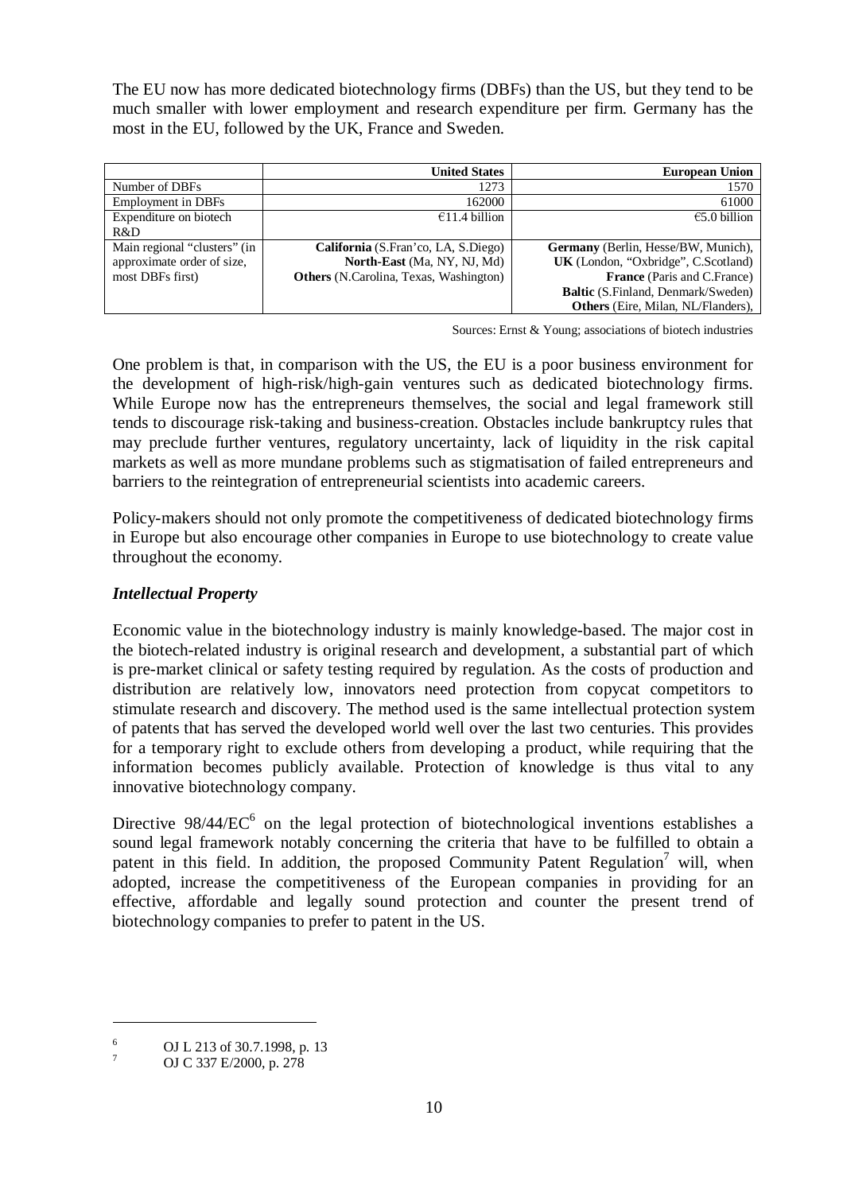The EU now has more dedicated biotechnology firms (DBFs) than the US, but they tend to be much smaller with lower employment and research expenditure per firm. Germany has the most in the EU, followed by the UK, France and Sweden.

| | United States | European Union |
|---|---|---|
| Number of DBFs | 1273 | 1570 |
| Employment in DBFs | 162000 | 61000 |
| Expenditure on biotech R&D | €11.4 billion | €5.0 billion |
| Main regional "clusters" (in approximate order of size, most DBFs first) | **California** (S.Fran'co, LA, S.Diego) **North-East** (Ma, NY, NJ, Md) **Others** (N.Carolina, Texas, Washington) | **Germany** (Berlin, Hesse/BW, Munich), **UK** (London, "Oxbridge", C.Scotland) **France** (Paris and C.France) **Baltic** (S.Finland, Denmark/Sweden) **Others** (Eire, Milan, NL/Flanders), |

Sources: Ernst & Young; associations of biotech industries

One problem is that, in comparison with the US, the EU is a poor business environment for the development of high-risk/high-gain ventures such as dedicated biotechnology firms. While Europe now has the entrepreneurs themselves, the social and legal framework still tends to discourage risk-taking and business-creation. Obstacles include bankruptcy rules that may preclude further ventures, regulatory uncertainty, lack of liquidity in the risk capital markets as well as more mundane problems such as stigmatisation of failed entrepreneurs and barriers to the reintegration of entrepreneurial scientists into academic careers.

Policy-makers should not only promote the competitiveness of dedicated biotechnology firms in Europe but also encourage other companies in Europe to use biotechnology to create value throughout the economy.

### *Intellectual Property*

Economic value in the biotechnology industry is mainly knowledge-based. The major cost in the biotech-related industry is original research and development, a substantial part of which is pre-market clinical or safety testing required by regulation. As the costs of production and distribution are relatively low, innovators need protection from copycat competitors to stimulate research and discovery. The method used is the same intellectual protection system of patents that has served the developed world well over the last two centuries. This provides for a temporary right to exclude others from developing a product, while requiring that the information becomes publicly available. Protection of knowledge is thus vital to any innovative biotechnology company.

Directive 98/44/EC[6] on the legal protection of biotechnological inventions establishes a sound legal framework notably concerning the criteria that have to be fulfilled to obtain a patent in this field. In addition, the proposed Community Patent Regulation[7] will, when adopted, increase the competitiveness of the European companies in providing for an effective, affordable and legally sound protection and counter the present trend of biotechnology companies to prefer to patent in the US.

---

[6] OJ L 213 of 30.7.1998, p. 13

[7] OJ C 337 E/2000, p. 278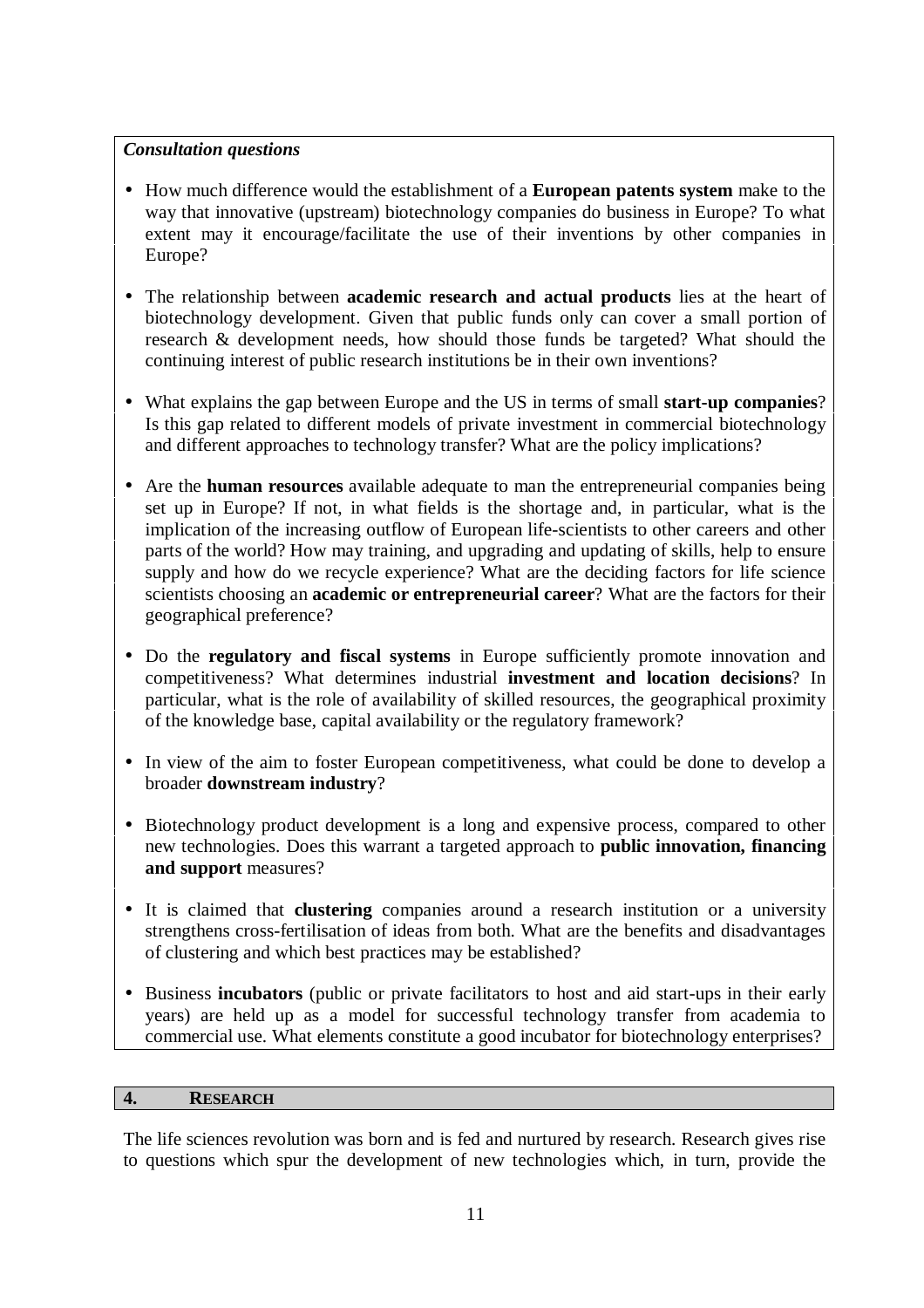***Consultation questions***

- How much difference would the establishment of a **European patents system** make to the way that innovative (upstream) biotechnology companies do business in Europe? To what extent may it encourage/facilitate the use of their inventions by other companies in Europe?

- The relationship between **academic research and actual products** lies at the heart of biotechnology development. Given that public funds only can cover a small portion of research & development needs, how should those funds be targeted? What should the continuing interest of public research institutions be in their own inventions?

- What explains the gap between Europe and the US in terms of small **start-up companies**? Is this gap related to different models of private investment in commercial biotechnology and different approaches to technology transfer? What are the policy implications?

- Are the **human resources** available adequate to man the entrepreneurial companies being set up in Europe? If not, in what fields is the shortage and, in particular, what is the implication of the increasing outflow of European life-scientists to other careers and other parts of the world? How may training, and upgrading and updating of skills, help to ensure supply and how do we recycle experience? What are the deciding factors for life science scientists choosing an **academic or entrepreneurial career**? What are the factors for their geographical preference?

- Do the **regulatory and fiscal systems** in Europe sufficiently promote innovation and competitiveness? What determines industrial **investment and location decisions**? In particular, what is the role of availability of skilled resources, the geographical proximity of the knowledge base, capital availability or the regulatory framework?

- In view of the aim to foster European competitiveness, what could be done to develop a broader **downstream industry**?

- Biotechnology product development is a long and expensive process, compared to other new technologies. Does this warrant a targeted approach to **public innovation, financing and support** measures?

- It is claimed that **clustering** companies around a research institution or a university strengthens cross-fertilisation of ideas from both. What are the benefits and disadvantages of clustering and which best practices may be established?

- Business **incubators** (public or private facilitators to host and aid start-ups in their early years) are held up as a model for successful technology transfer from academia to commercial use. What elements constitute a good incubator for biotechnology enterprises?

## 4. RESEARCH

The life sciences revolution was born and is fed and nurtured by research. Research gives rise to questions which spur the development of new technologies which, in turn, provide the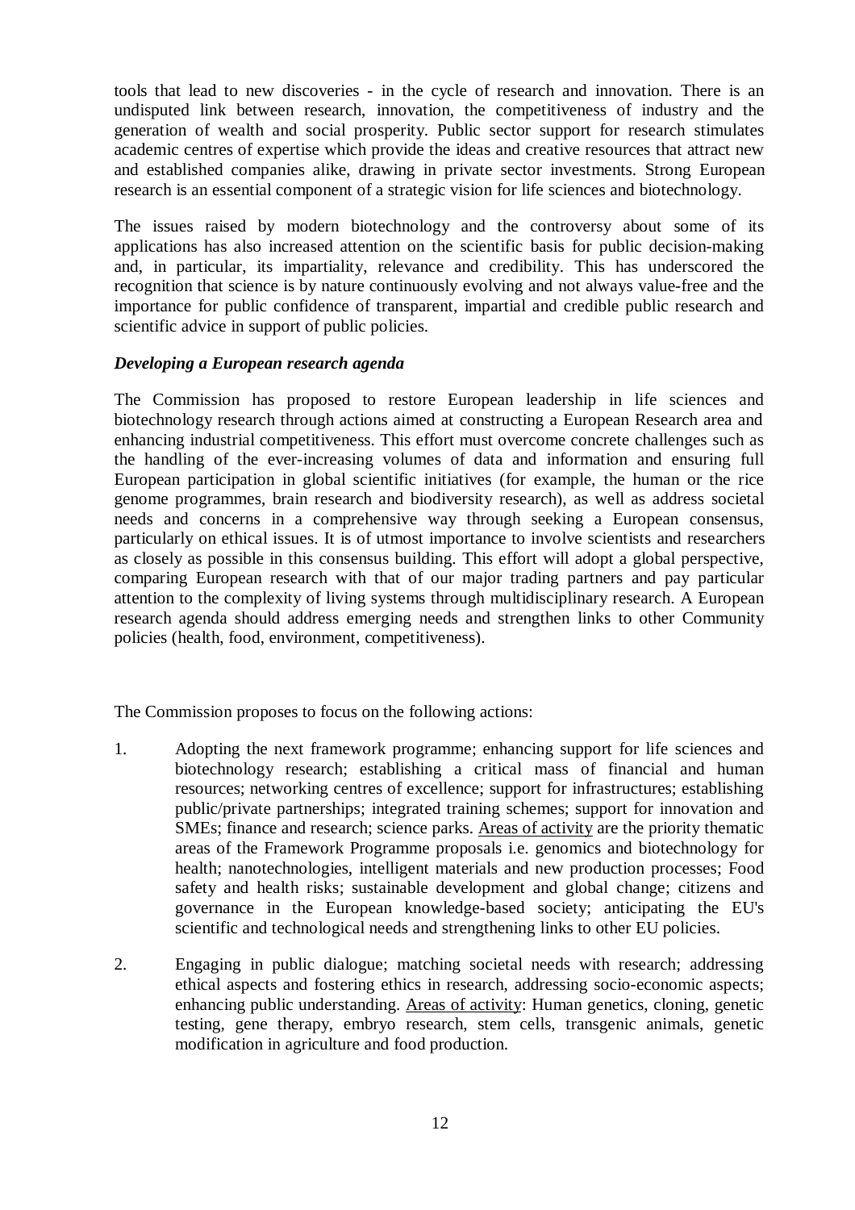tools that lead to new discoveries - in the cycle of research and innovation. There is an undisputed link between research, innovation, the competitiveness of industry and the generation of wealth and social prosperity. Public sector support for research stimulates academic centres of expertise which provide the ideas and creative resources that attract new and established companies alike, drawing in private sector investments. Strong European research is an essential component of a strategic vision for life sciences and biotechnology.

The issues raised by modern biotechnology and the controversy about some of its applications has also increased attention on the scientific basis for public decision-making and, in particular, its impartiality, relevance and credibility. This has underscored the recognition that science is by nature continuously evolving and not always value-free and the importance for public confidence of transparent, impartial and credible public research and scientific advice in support of public policies.

***Developing a European research agenda***

The Commission has proposed to restore European leadership in life sciences and biotechnology research through actions aimed at constructing a European Research area and enhancing industrial competitiveness. This effort must overcome concrete challenges such as the handling of the ever-increasing volumes of data and information and ensuring full European participation in global scientific initiatives (for example, the human or the rice genome programmes, brain research and biodiversity research), as well as address societal needs and concerns in a comprehensive way through seeking a European consensus, particularly on ethical issues. It is of utmost importance to involve scientists and researchers as closely as possible in this consensus building. This effort will adopt a global perspective, comparing European research with that of our major trading partners and pay particular attention to the complexity of living systems through multidisciplinary research. A European research agenda should address emerging needs and strengthen links to other Community policies (health, food, environment, competitiveness).

The Commission proposes to focus on the following actions:

1. Adopting the next framework programme; enhancing support for life sciences and biotechnology research; establishing a critical mass of financial and human resources; networking centres of excellence; support for infrastructures; establishing public/private partnerships; integrated training schemes; support for innovation and SMEs; finance and research; science parks. <u>Areas of activity</u> are the priority thematic areas of the Framework Programme proposals i.e. genomics and biotechnology for health; nanotechnologies, intelligent materials and new production processes; Food safety and health risks; sustainable development and global change; citizens and governance in the European knowledge-based society; anticipating the EU's scientific and technological needs and strengthening links to other EU policies.

2. Engaging in public dialogue; matching societal needs with research; addressing ethical aspects and fostering ethics in research, addressing socio-economic aspects; enhancing public understanding. <u>Areas of activity</u>: Human genetics, cloning, genetic testing, gene therapy, embryo research, stem cells, transgenic animals, genetic modification in agriculture and food production.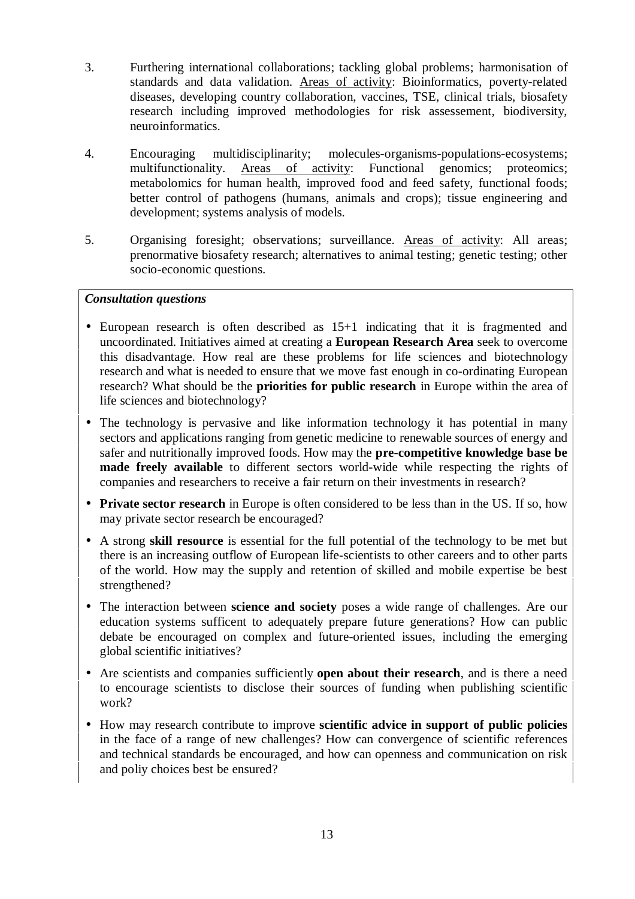3. Furthering international collaborations; tackling global problems; harmonisation of standards and data validation. <u>Areas of activity</u>: Bioinformatics, poverty-related diseases, developing country collaboration, vaccines, TSE, clinical trials, biosafety research including improved methodologies for risk assessement, biodiversity, neuroinformatics.

4. Encouraging multidisciplinarity; molecules-organisms-populations-ecosystems; multifunctionality. <u>Areas of activity</u>: Functional genomics; proteomics; metabolomics for human health, improved food and feed safety, functional foods; better control of pathogens (humans, animals and crops); tissue engineering and development; systems analysis of models.

5. Organising foresight; observations; surveillance. <u>Areas of activity</u>: All areas; prenormative biosafety research; alternatives to animal testing; genetic testing; other socio-economic questions.

***Consultation questions***

- European research is often described as 15+1 indicating that it is fragmented and uncoordinated. Initiatives aimed at creating a **European Research Area** seek to overcome this disadvantage. How real are these problems for life sciences and biotechnology research and what is needed to ensure that we move fast enough in co-ordinating European research? What should be the **priorities for public research** in Europe within the area of life sciences and biotechnology?
- The technology is pervasive and like information technology it has potential in many sectors and applications ranging from genetic medicine to renewable sources of energy and safer and nutritionally improved foods. How may the **pre-competitive knowledge base be made freely available** to different sectors world-wide while respecting the rights of companies and researchers to receive a fair return on their investments in research?
- **Private sector research** in Europe is often considered to be less than in the US. If so, how may private sector research be encouraged?
- A strong **skill resource** is essential for the full potential of the technology to be met but there is an increasing outflow of European life-scientists to other careers and to other parts of the world. How may the supply and retention of skilled and mobile expertise be best strengthened?
- The interaction between **science and society** poses a wide range of challenges. Are our education systems sufficent to adequately prepare future generations? How can public debate be encouraged on complex and future-oriented issues, including the emerging global scientific initiatives?
- Are scientists and companies sufficiently **open about their research**, and is there a need to encourage scientists to disclose their sources of funding when publishing scientific work?
- How may research contribute to improve **scientific advice in support of public policies** in the face of a range of new challenges? How can convergence of scientific references and technical standards be encouraged, and how can openness and communication on risk and poliy choices best be ensured?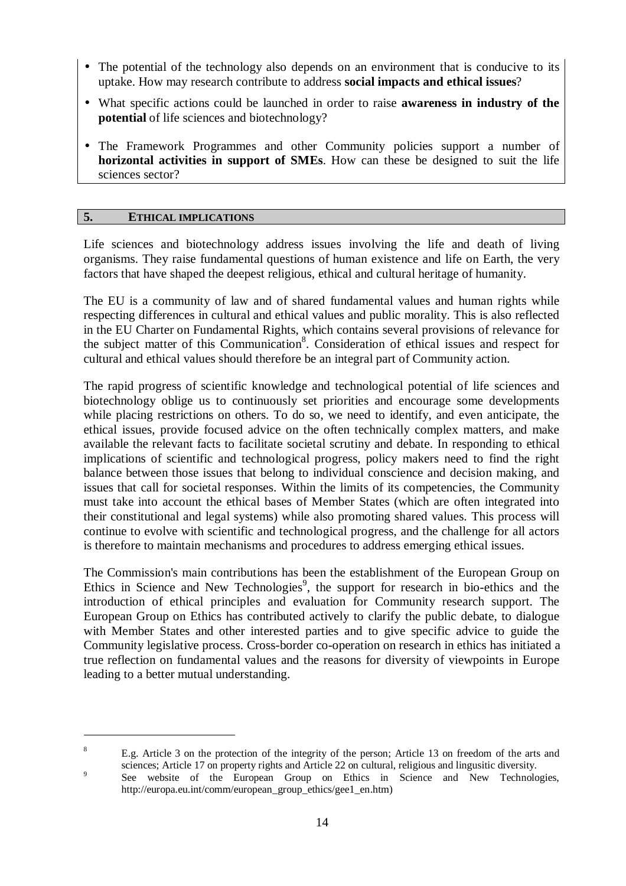- The potential of the technology also depends on an environment that is conducive to its uptake. How may research contribute to address **social impacts and ethical issues**?
- What specific actions could be launched in order to raise **awareness in industry of the potential** of life sciences and biotechnology?
- The Framework Programmes and other Community policies support a number of **horizontal activities in support of SMEs**. How can these be designed to suit the life sciences sector?

## 5. ETHICAL IMPLICATIONS

Life sciences and biotechnology address issues involving the life and death of living organisms. They raise fundamental questions of human existence and life on Earth, the very factors that have shaped the deepest religious, ethical and cultural heritage of humanity.

The EU is a community of law and of shared fundamental values and human rights while respecting differences in cultural and ethical values and public morality. This is also reflected in the EU Charter on Fundamental Rights, which contains several provisions of relevance for the subject matter of this Communication[8]. Consideration of ethical issues and respect for cultural and ethical values should therefore be an integral part of Community action.

The rapid progress of scientific knowledge and technological potential of life sciences and biotechnology oblige us to continuously set priorities and encourage some developments while placing restrictions on others. To do so, we need to identify, and even anticipate, the ethical issues, provide focused advice on the often technically complex matters, and make available the relevant facts to facilitate societal scrutiny and debate. In responding to ethical implications of scientific and technological progress, policy makers need to find the right balance between those issues that belong to individual conscience and decision making, and issues that call for societal responses. Within the limits of its competencies, the Community must take into account the ethical bases of Member States (which are often integrated into their constitutional and legal systems) while also promoting shared values. This process will continue to evolve with scientific and technological progress, and the challenge for all actors is therefore to maintain mechanisms and procedures to address emerging ethical issues.

The Commission's main contributions has been the establishment of the European Group on Ethics in Science and New Technologies[9], the support for research in bio-ethics and the introduction of ethical principles and evaluation for Community research support. The European Group on Ethics has contributed actively to clarify the public debate, to dialogue with Member States and other interested parties and to give specific advice to guide the Community legislative process. Cross-border co-operation on research in ethics has initiated a true reflection on fundamental values and the reasons for diversity of viewpoints in Europe leading to a better mutual understanding.

---

[8] E.g. Article 3 on the protection of the integrity of the person; Article 13 on freedom of the arts and sciences; Article 17 on property rights and Article 22 on cultural, religious and lingusitic diversity.

[9] See website of the European Group on Ethics in Science and New Technologies, http://europa.eu.int/comm/european_group_ethics/gee1_en.htm)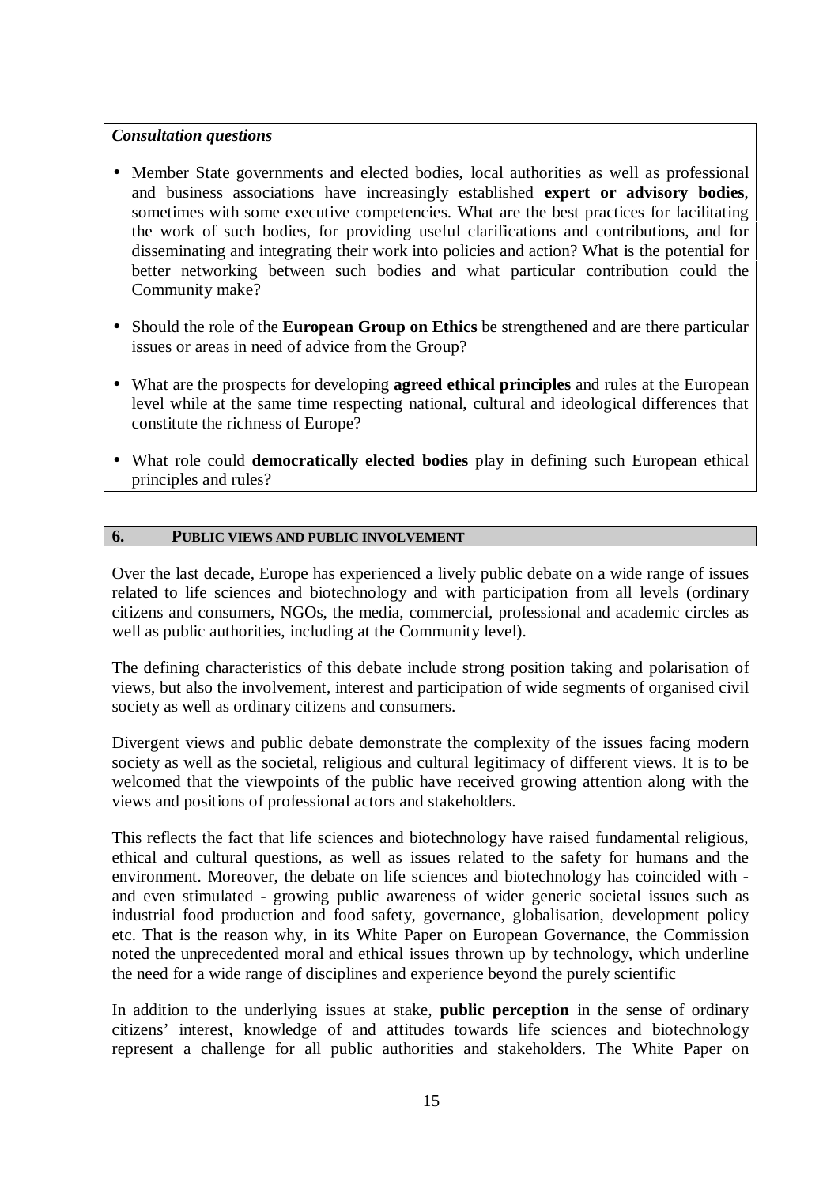***Consultation questions***

- Member State governments and elected bodies, local authorities as well as professional and business associations have increasingly established **expert or advisory bodies**, sometimes with some executive competencies. What are the best practices for facilitating the work of such bodies, for providing useful clarifications and contributions, and for disseminating and integrating their work into policies and action? What is the potential for better networking between such bodies and what particular contribution could the Community make?
- Should the role of the **European Group on Ethics** be strengthened and are there particular issues or areas in need of advice from the Group?
- What are the prospects for developing **agreed ethical principles** and rules at the European level while at the same time respecting national, cultural and ideological differences that constitute the richness of Europe?
- What role could **democratically elected bodies** play in defining such European ethical principles and rules?

## 6. PUBLIC VIEWS AND PUBLIC INVOLVEMENT

Over the last decade, Europe has experienced a lively public debate on a wide range of issues related to life sciences and biotechnology and with participation from all levels (ordinary citizens and consumers, NGOs, the media, commercial, professional and academic circles as well as public authorities, including at the Community level).

The defining characteristics of this debate include strong position taking and polarisation of views, but also the involvement, interest and participation of wide segments of organised civil society as well as ordinary citizens and consumers.

Divergent views and public debate demonstrate the complexity of the issues facing modern society as well as the societal, religious and cultural legitimacy of different views. It is to be welcomed that the viewpoints of the public have received growing attention along with the views and positions of professional actors and stakeholders.

This reflects the fact that life sciences and biotechnology have raised fundamental religious, ethical and cultural questions, as well as issues related to the safety for humans and the environment. Moreover, the debate on life sciences and biotechnology has coincided with - and even stimulated - growing public awareness of wider generic societal issues such as industrial food production and food safety, governance, globalisation, development policy etc. That is the reason why, in its White Paper on European Governance, the Commission noted the unprecedented moral and ethical issues thrown up by technology, which underline the need for a wide range of disciplines and experience beyond the purely scientific

In addition to the underlying issues at stake, **public perception** in the sense of ordinary citizens' interest, knowledge of and attitudes towards life sciences and biotechnology represent a challenge for all public authorities and stakeholders. The White Paper on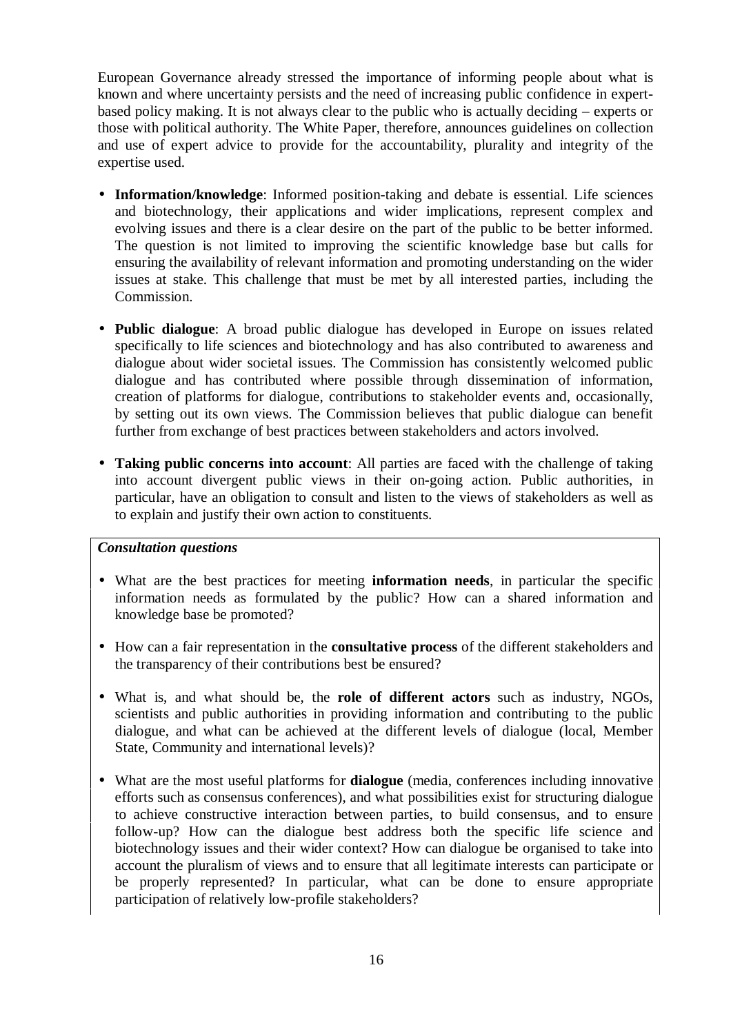European Governance already stressed the importance of informing people about what is known and where uncertainty persists and the need of increasing public confidence in expert-based policy making. It is not always clear to the public who is actually deciding – experts or those with political authority. The White Paper, therefore, announces guidelines on collection and use of expert advice to provide for the accountability, plurality and integrity of the expertise used.

- **Information/knowledge**: Informed position-taking and debate is essential. Life sciences and biotechnology, their applications and wider implications, represent complex and evolving issues and there is a clear desire on the part of the public to be better informed. The question is not limited to improving the scientific knowledge base but calls for ensuring the availability of relevant information and promoting understanding on the wider issues at stake. This challenge that must be met by all interested parties, including the Commission.

- **Public dialogue**: A broad public dialogue has developed in Europe on issues related specifically to life sciences and biotechnology and has also contributed to awareness and dialogue about wider societal issues. The Commission has consistently welcomed public dialogue and has contributed where possible through dissemination of information, creation of platforms for dialogue, contributions to stakeholder events and, occasionally, by setting out its own views. The Commission believes that public dialogue can benefit further from exchange of best practices between stakeholders and actors involved.

- **Taking public concerns into account**: All parties are faced with the challenge of taking into account divergent public views in their on-going action. Public authorities, in particular, have an obligation to consult and listen to the views of stakeholders as well as to explain and justify their own action to constituents.

***Consultation questions***

- What are the best practices for meeting **information needs**, in particular the specific information needs as formulated by the public? How can a shared information and knowledge base be promoted?

- How can a fair representation in the **consultative process** of the different stakeholders and the transparency of their contributions best be ensured?

- What is, and what should be, the **role of different actors** such as industry, NGOs, scientists and public authorities in providing information and contributing to the public dialogue, and what can be achieved at the different levels of dialogue (local, Member State, Community and international levels)?

- What are the most useful platforms for **dialogue** (media, conferences including innovative efforts such as consensus conferences), and what possibilities exist for structuring dialogue to achieve constructive interaction between parties, to build consensus, and to ensure follow-up? How can the dialogue best address both the specific life science and biotechnology issues and their wider context? How can dialogue be organised to take into account the pluralism of views and to ensure that all legitimate interests can participate or be properly represented? In particular, what can be done to ensure appropriate participation of relatively low-profile stakeholders?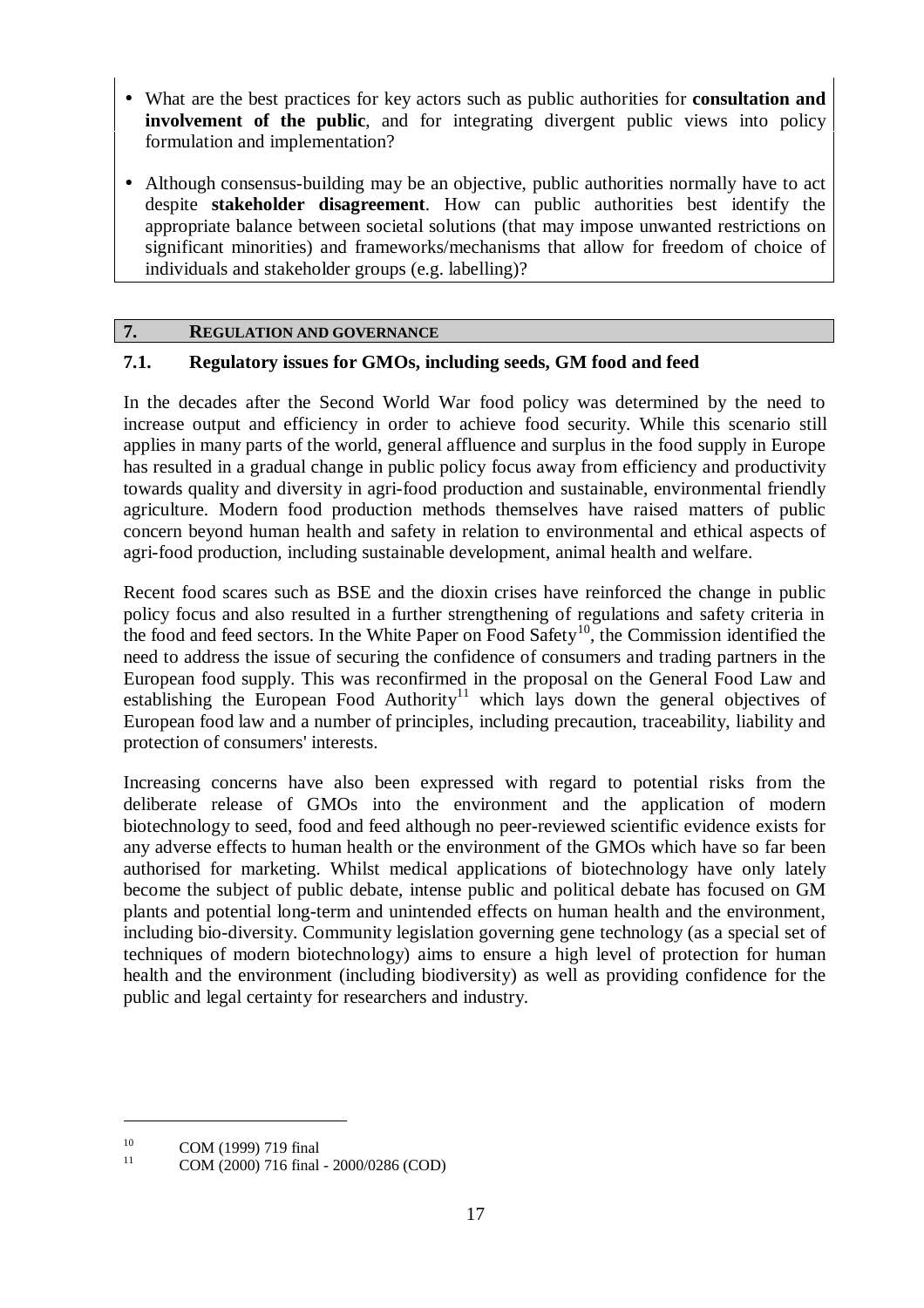- What are the best practices for key actors such as public authorities for **consultation and involvement of the public**, and for integrating divergent public views into policy formulation and implementation?
- Although consensus-building may be an objective, public authorities normally have to act despite **stakeholder disagreement**. How can public authorities best identify the appropriate balance between societal solutions (that may impose unwanted restrictions on significant minorities) and frameworks/mechanisms that allow for freedom of choice of individuals and stakeholder groups (e.g. labelling)?

## 7. REGULATION AND GOVERNANCE

### 7.1. Regulatory issues for GMOs, including seeds, GM food and feed

In the decades after the Second World War food policy was determined by the need to increase output and efficiency in order to achieve food security. While this scenario still applies in many parts of the world, general affluence and surplus in the food supply in Europe has resulted in a gradual change in public policy focus away from efficiency and productivity towards quality and diversity in agri-food production and sustainable, environmental friendly agriculture. Modern food production methods themselves have raised matters of public concern beyond human health and safety in relation to environmental and ethical aspects of agri-food production, including sustainable development, animal health and welfare.

Recent food scares such as BSE and the dioxin crises have reinforced the change in public policy focus and also resulted in a further strengthening of regulations and safety criteria in the food and feed sectors. In the White Paper on Food Safety[10], the Commission identified the need to address the issue of securing the confidence of consumers and trading partners in the European food supply. This was reconfirmed in the proposal on the General Food Law and establishing the European Food Authority[11] which lays down the general objectives of European food law and a number of principles, including precaution, traceability, liability and protection of consumers' interests.

Increasing concerns have also been expressed with regard to potential risks from the deliberate release of GMOs into the environment and the application of modern biotechnology to seed, food and feed although no peer-reviewed scientific evidence exists for any adverse effects to human health or the environment of the GMOs which have so far been authorised for marketing. Whilst medical applications of biotechnology have only lately become the subject of public debate, intense public and political debate has focused on GM plants and potential long-term and unintended effects on human health and the environment, including bio-diversity. Community legislation governing gene technology (as a special set of techniques of modern biotechnology) aims to ensure a high level of protection for human health and the environment (including biodiversity) as well as providing confidence for the public and legal certainty for researchers and industry.

---

[10] COM (1999) 719 final

[11] COM (2000) 716 final - 2000/0286 (COD)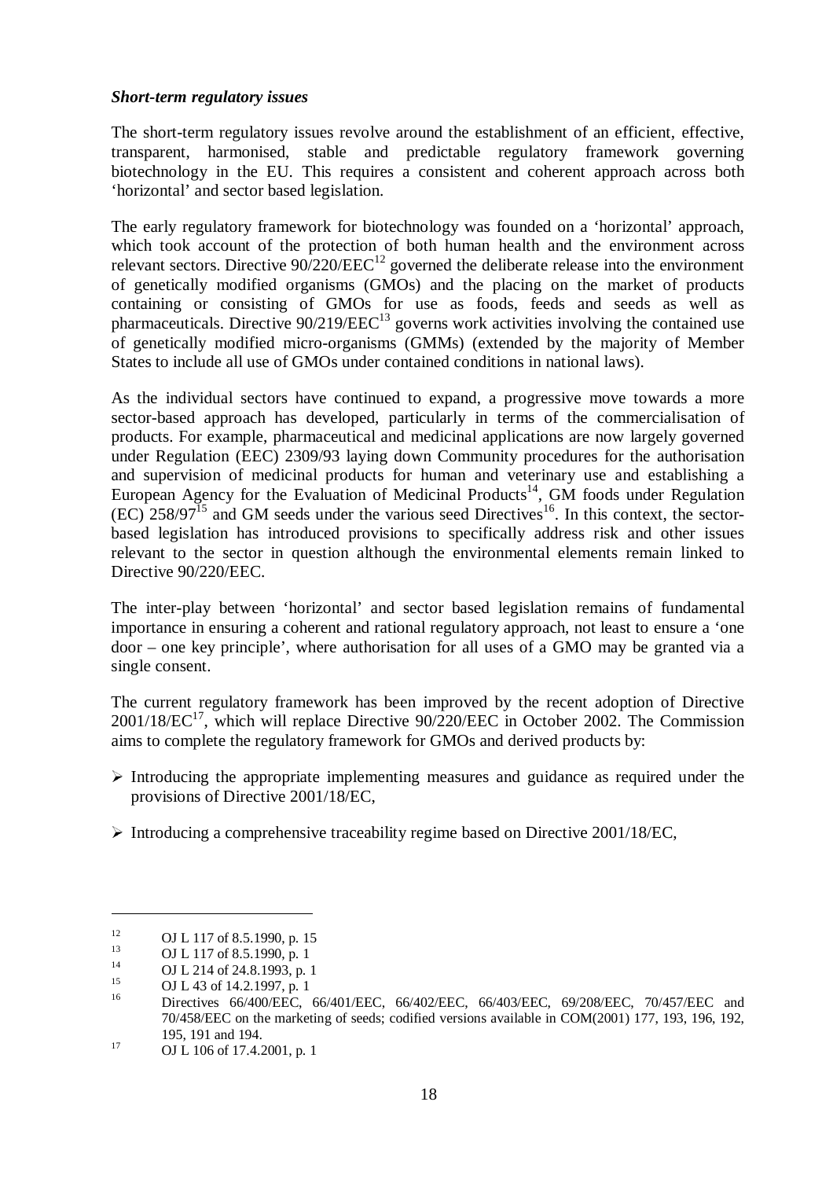***Short-term regulatory issues***

The short-term regulatory issues revolve around the establishment of an efficient, effective, transparent, harmonised, stable and predictable regulatory framework governing biotechnology in the EU. This requires a consistent and coherent approach across both 'horizontal' and sector based legislation.

The early regulatory framework for biotechnology was founded on a 'horizontal' approach, which took account of the protection of both human health and the environment across relevant sectors. Directive 90/220/EEC[12] governed the deliberate release into the environment of genetically modified organisms (GMOs) and the placing on the market of products containing or consisting of GMOs for use as foods, feeds and seeds as well as pharmaceuticals. Directive 90/219/EEC[13] governs work activities involving the contained use of genetically modified micro-organisms (GMMs) (extended by the majority of Member States to include all use of GMOs under contained conditions in national laws).

As the individual sectors have continued to expand, a progressive move towards a more sector-based approach has developed, particularly in terms of the commercialisation of products. For example, pharmaceutical and medicinal applications are now largely governed under Regulation (EEC) 2309/93 laying down Community procedures for the authorisation and supervision of medicinal products for human and veterinary use and establishing a European Agency for the Evaluation of Medicinal Products[14], GM foods under Regulation (EC) 258/97[15] and GM seeds under the various seed Directives[16]. In this context, the sector-based legislation has introduced provisions to specifically address risk and other issues relevant to the sector in question although the environmental elements remain linked to Directive 90/220/EEC.

The inter-play between 'horizontal' and sector based legislation remains of fundamental importance in ensuring a coherent and rational regulatory approach, not least to ensure a 'one door – one key principle', where authorisation for all uses of a GMO may be granted via a single consent.

The current regulatory framework has been improved by the recent adoption of Directive 2001/18/EC[17], which will replace Directive 90/220/EEC in October 2002. The Commission aims to complete the regulatory framework for GMOs and derived products by:

- Introducing the appropriate implementing measures and guidance as required under the provisions of Directive 2001/18/EC,
- Introducing a comprehensive traceability regime based on Directive 2001/18/EC,

---

[12] OJ L 117 of 8.5.1990, p. 15

[13] OJ L 117 of 8.5.1990, p. 1

[14] OJ L 214 of 24.8.1993, p. 1

[15] OJ L 43 of 14.2.1997, p. 1

[16] Directives 66/400/EEC, 66/401/EEC, 66/402/EEC, 66/403/EEC, 69/208/EEC, 70/457/EEC and 70/458/EEC on the marketing of seeds; codified versions available in COM(2001) 177, 193, 196, 192, 195, 191 and 194.

[17] OJ L 106 of 17.4.2001, p. 1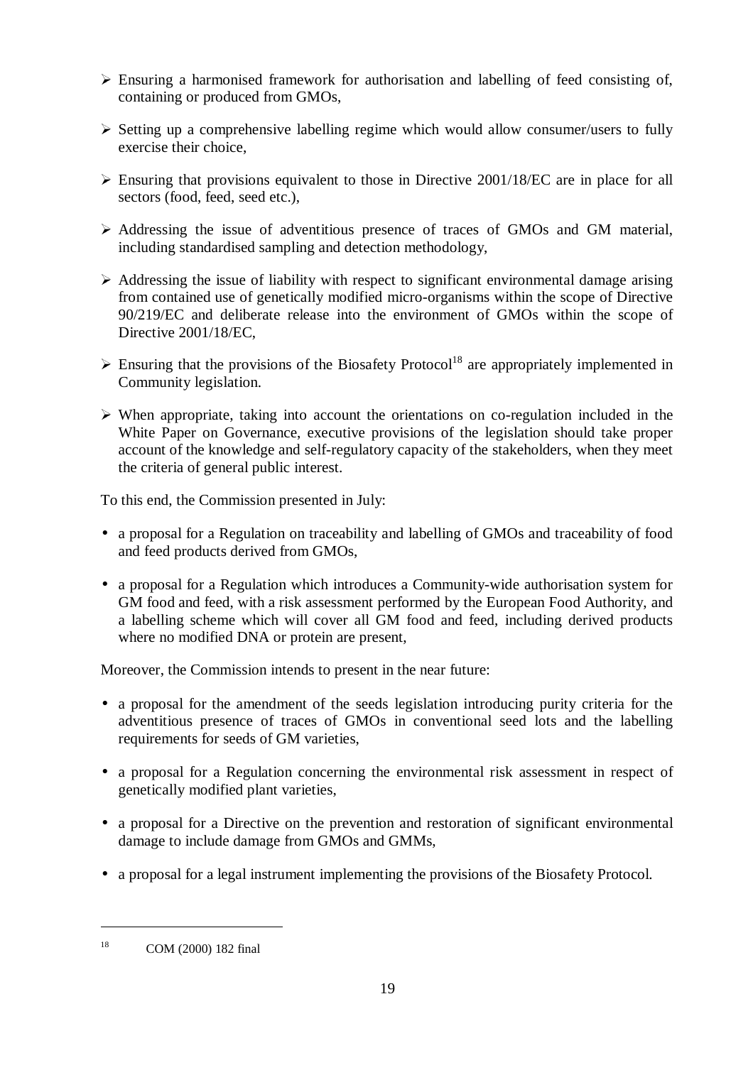- Ensuring a harmonised framework for authorisation and labelling of feed consisting of, containing or produced from GMOs,

- Setting up a comprehensive labelling regime which would allow consumer/users to fully exercise their choice,

- Ensuring that provisions equivalent to those in Directive 2001/18/EC are in place for all sectors (food, feed, seed etc.),

- Addressing the issue of adventitious presence of traces of GMOs and GM material, including standardised sampling and detection methodology,

- Addressing the issue of liability with respect to significant environmental damage arising from contained use of genetically modified micro-organisms within the scope of Directive 90/219/EC and deliberate release into the environment of GMOs within the scope of Directive 2001/18/EC,

- Ensuring that the provisions of the Biosafety Protocol[18] are appropriately implemented in Community legislation.

- When appropriate, taking into account the orientations on co-regulation included in the White Paper on Governance, executive provisions of the legislation should take proper account of the knowledge and self-regulatory capacity of the stakeholders, when they meet the criteria of general public interest.

To this end, the Commission presented in July:

- a proposal for a Regulation on traceability and labelling of GMOs and traceability of food and feed products derived from GMOs,

- a proposal for a Regulation which introduces a Community-wide authorisation system for GM food and feed, with a risk assessment performed by the European Food Authority, and a labelling scheme which will cover all GM food and feed, including derived products where no modified DNA or protein are present,

Moreover, the Commission intends to present in the near future:

- a proposal for the amendment of the seeds legislation introducing purity criteria for the adventitious presence of traces of GMOs in conventional seed lots and the labelling requirements for seeds of GM varieties,

- a proposal for a Regulation concerning the environmental risk assessment in respect of genetically modified plant varieties,

- a proposal for a Directive on the prevention and restoration of significant environmental damage to include damage from GMOs and GMMs,

- a proposal for a legal instrument implementing the provisions of the Biosafety Protocol.

---

[18] COM (2000) 182 final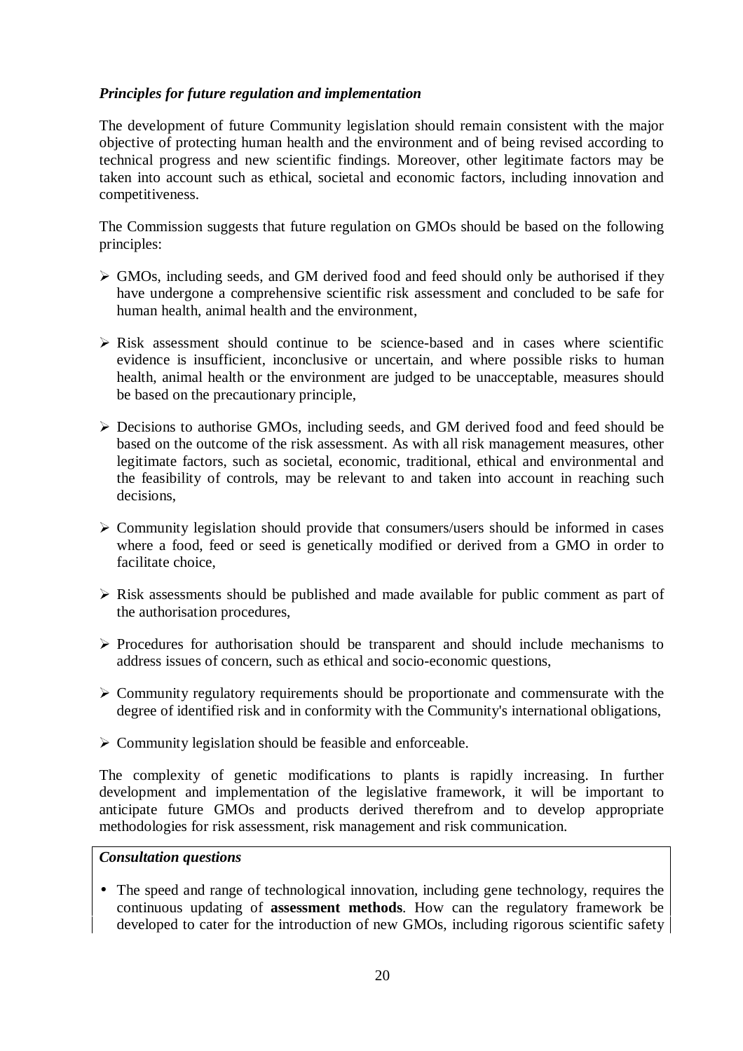***Principles for future regulation and implementation***

The development of future Community legislation should remain consistent with the major objective of protecting human health and the environment and of being revised according to technical progress and new scientific findings. Moreover, other legitimate factors may be taken into account such as ethical, societal and economic factors, including innovation and competitiveness.

The Commission suggests that future regulation on GMOs should be based on the following principles:

- GMOs, including seeds, and GM derived food and feed should only be authorised if they have undergone a comprehensive scientific risk assessment and concluded to be safe for human health, animal health and the environment,
- Risk assessment should continue to be science-based and in cases where scientific evidence is insufficient, inconclusive or uncertain, and where possible risks to human health, animal health or the environment are judged to be unacceptable, measures should be based on the precautionary principle,
- Decisions to authorise GMOs, including seeds, and GM derived food and feed should be based on the outcome of the risk assessment. As with all risk management measures, other legitimate factors, such as societal, economic, traditional, ethical and environmental and the feasibility of controls, may be relevant to and taken into account in reaching such decisions,
- Community legislation should provide that consumers/users should be informed in cases where a food, feed or seed is genetically modified or derived from a GMO in order to facilitate choice,
- Risk assessments should be published and made available for public comment as part of the authorisation procedures,
- Procedures for authorisation should be transparent and should include mechanisms to address issues of concern, such as ethical and socio-economic questions,
- Community regulatory requirements should be proportionate and commensurate with the degree of identified risk and in conformity with the Community's international obligations,
- Community legislation should be feasible and enforceable.

The complexity of genetic modifications to plants is rapidly increasing. In further development and implementation of the legislative framework, it will be important to anticipate future GMOs and products derived therefrom and to develop appropriate methodologies for risk assessment, risk management and risk communication.

***Consultation questions***

- The speed and range of technological innovation, including gene technology, requires the continuous updating of **assessment methods**. How can the regulatory framework be developed to cater for the introduction of new GMOs, including rigorous scientific safety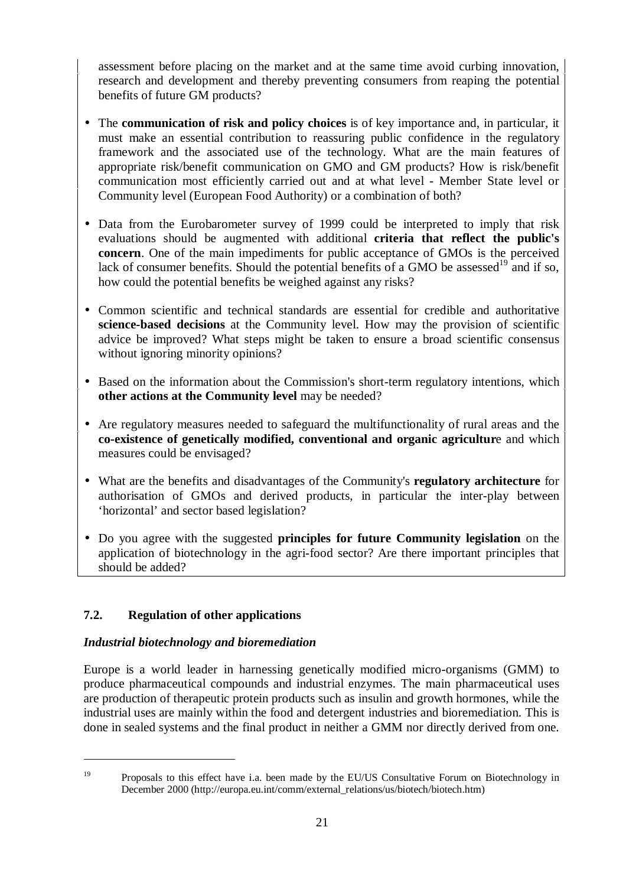assessment before placing on the market and at the same time avoid curbing innovation, research and development and thereby preventing consumers from reaping the potential benefits of future GM products?

- The **communication of risk and policy choices** is of key importance and, in particular, it must make an essential contribution to reassuring public confidence in the regulatory framework and the associated use of the technology. What are the main features of appropriate risk/benefit communication on GMO and GM products? How is risk/benefit communication most efficiently carried out and at what level - Member State level or Community level (European Food Authority) or a combination of both?

- Data from the Eurobarometer survey of 1999 could be interpreted to imply that risk evaluations should be augmented with additional **criteria that reflect the public's concern**. One of the main impediments for public acceptance of GMOs is the perceived lack of consumer benefits. Should the potential benefits of a GMO be assessed[19] and if so, how could the potential benefits be weighed against any risks?

- Common scientific and technical standards are essential for credible and authoritative **science-based decisions** at the Community level. How may the provision of scientific advice be improved? What steps might be taken to ensure a broad scientific consensus without ignoring minority opinions?

- Based on the information about the Commission's short-term regulatory intentions, which **other actions at the Community level** may be needed?

- Are regulatory measures needed to safeguard the multifunctionality of rural areas and the **co-existence of genetically modified, conventional and organic agricultur**e and which measures could be envisaged?

- What are the benefits and disadvantages of the Community's **regulatory architecture** for authorisation of GMOs and derived products, in particular the inter-play between 'horizontal' and sector based legislation?

- Do you agree with the suggested **principles for future Community legislation** on the application of biotechnology in the agri-food sector? Are there important principles that should be added?

### 7.2. Regulation of other applications

***Industrial biotechnology and bioremediation***

Europe is a world leader in harnessing genetically modified micro-organisms (GMM) to produce pharmaceutical compounds and industrial enzymes. The main pharmaceutical uses are production of therapeutic protein products such as insulin and growth hormones, while the industrial uses are mainly within the food and detergent industries and bioremediation. This is done in sealed systems and the final product in neither a GMM nor directly derived from one.

---

[19] Proposals to this effect have i.a. been made by the EU/US Consultative Forum on Biotechnology in December 2000 (http://europa.eu.int/comm/external_relations/us/biotech/biotech.htm)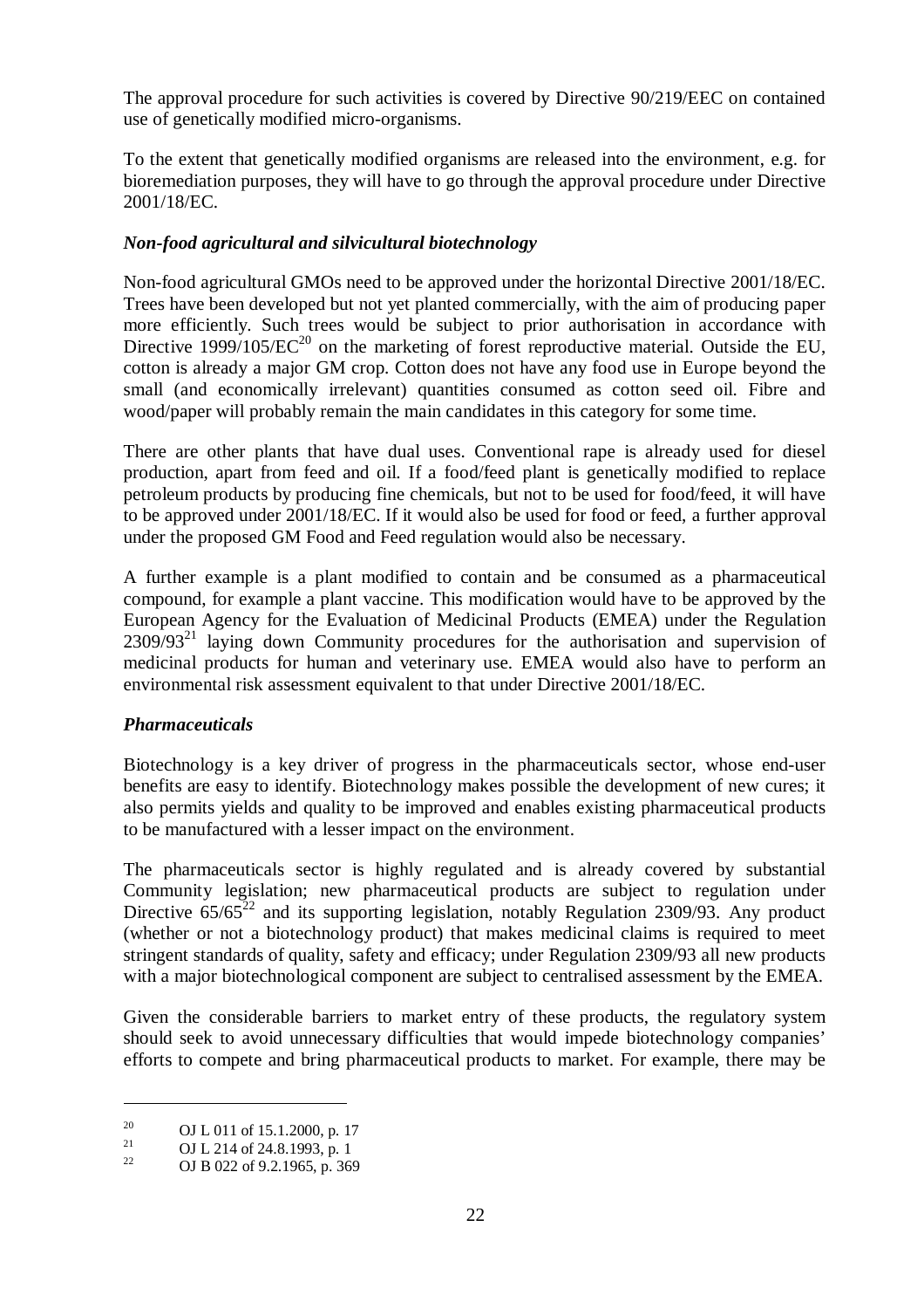The approval procedure for such activities is covered by Directive 90/219/EEC on contained use of genetically modified micro-organisms.

To the extent that genetically modified organisms are released into the environment, e.g. for bioremediation purposes, they will have to go through the approval procedure under Directive 2001/18/EC.

### *Non-food agricultural and silvicultural biotechnology*

Non-food agricultural GMOs need to be approved under the horizontal Directive 2001/18/EC. Trees have been developed but not yet planted commercially, with the aim of producing paper more efficiently. Such trees would be subject to prior authorisation in accordance with Directive 1999/105/EC[20] on the marketing of forest reproductive material. Outside the EU, cotton is already a major GM crop. Cotton does not have any food use in Europe beyond the small (and economically irrelevant) quantities consumed as cotton seed oil. Fibre and wood/paper will probably remain the main candidates in this category for some time.

There are other plants that have dual uses. Conventional rape is already used for diesel production, apart from feed and oil. If a food/feed plant is genetically modified to replace petroleum products by producing fine chemicals, but not to be used for food/feed, it will have to be approved under 2001/18/EC. If it would also be used for food or feed, a further approval under the proposed GM Food and Feed regulation would also be necessary.

A further example is a plant modified to contain and be consumed as a pharmaceutical compound, for example a plant vaccine. This modification would have to be approved by the European Agency for the Evaluation of Medicinal Products (EMEA) under the Regulation 2309/93[21] laying down Community procedures for the authorisation and supervision of medicinal products for human and veterinary use. EMEA would also have to perform an environmental risk assessment equivalent to that under Directive 2001/18/EC.

### *Pharmaceuticals*

Biotechnology is a key driver of progress in the pharmaceuticals sector, whose end-user benefits are easy to identify. Biotechnology makes possible the development of new cures; it also permits yields and quality to be improved and enables existing pharmaceutical products to be manufactured with a lesser impact on the environment.

The pharmaceuticals sector is highly regulated and is already covered by substantial Community legislation; new pharmaceutical products are subject to regulation under Directive 65/65[22] and its supporting legislation, notably Regulation 2309/93. Any product (whether or not a biotechnology product) that makes medicinal claims is required to meet stringent standards of quality, safety and efficacy; under Regulation 2309/93 all new products with a major biotechnological component are subject to centralised assessment by the EMEA.

Given the considerable barriers to market entry of these products, the regulatory system should seek to avoid unnecessary difficulties that would impede biotechnology companies' efforts to compete and bring pharmaceutical products to market. For example, there may be

---

[20] OJ L 011 of 15.1.2000, p. 17

[21] OJ L 214 of 24.8.1993, p. 1

[22] OJ B 022 of 9.2.1965, p. 369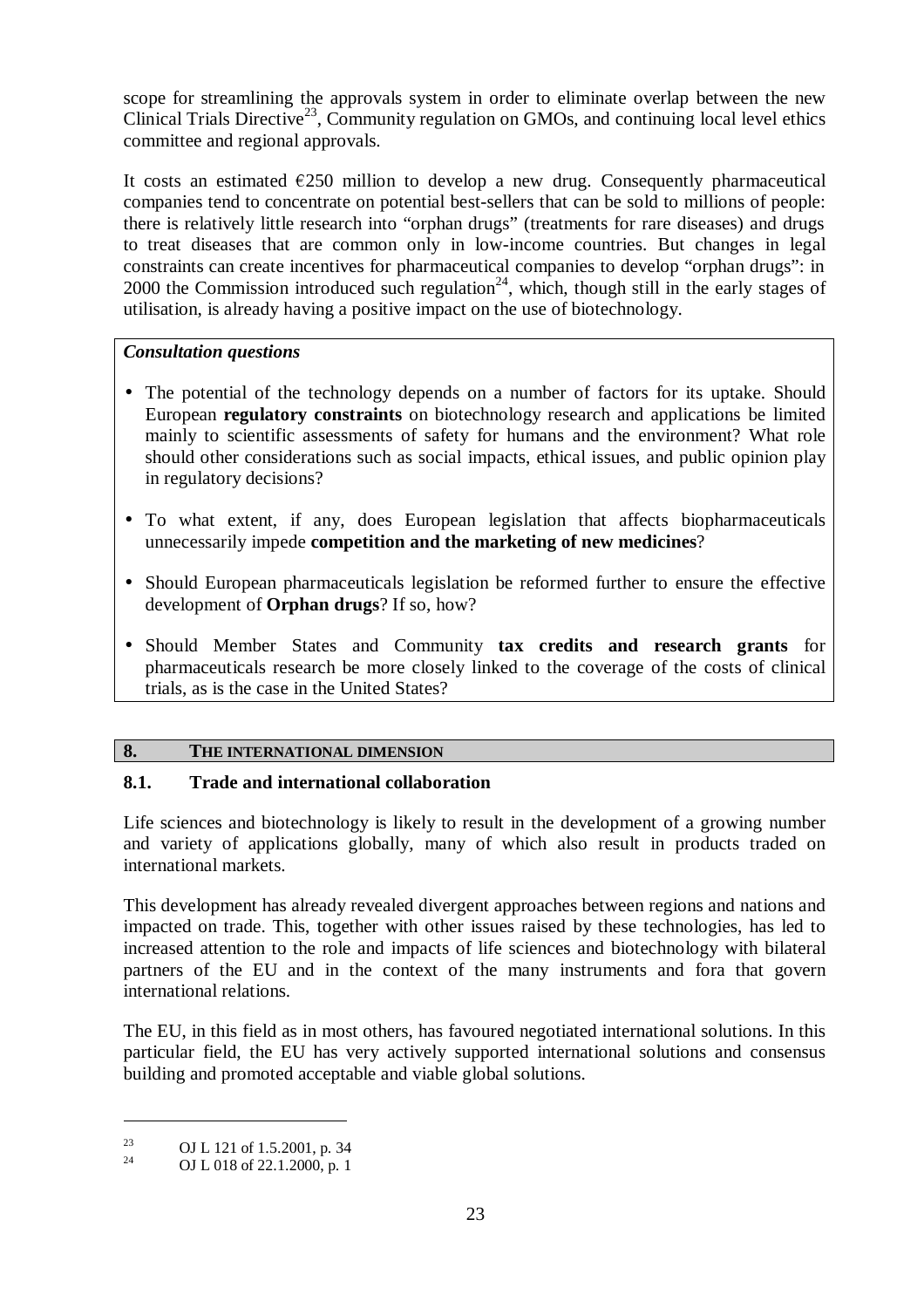scope for streamlining the approvals system in order to eliminate overlap between the new Clinical Trials Directive[23], Community regulation on GMOs, and continuing local level ethics committee and regional approvals.

It costs an estimated €250 million to develop a new drug. Consequently pharmaceutical companies tend to concentrate on potential best-sellers that can be sold to millions of people: there is relatively little research into "orphan drugs" (treatments for rare diseases) and drugs to treat diseases that are common only in low-income countries. But changes in legal constraints can create incentives for pharmaceutical companies to develop "orphan drugs": in 2000 the Commission introduced such regulation[24], which, though still in the early stages of utilisation, is already having a positive impact on the use of biotechnology.

***Consultation questions***

- The potential of the technology depends on a number of factors for its uptake. Should European **regulatory constraints** on biotechnology research and applications be limited mainly to scientific assessments of safety for humans and the environment? What role should other considerations such as social impacts, ethical issues, and public opinion play in regulatory decisions?
- To what extent, if any, does European legislation that affects biopharmaceuticals unnecessarily impede **competition and the marketing of new medicines**?
- Should European pharmaceuticals legislation be reformed further to ensure the effective development of **Orphan drugs**? If so, how?
- Should Member States and Community **tax credits and research grants** for pharmaceuticals research be more closely linked to the coverage of the costs of clinical trials, as is the case in the United States?

## 8. THE INTERNATIONAL DIMENSION

### 8.1. Trade and international collaboration

Life sciences and biotechnology is likely to result in the development of a growing number and variety of applications globally, many of which also result in products traded on international markets.

This development has already revealed divergent approaches between regions and nations and impacted on trade. This, together with other issues raised by these technologies, has led to increased attention to the role and impacts of life sciences and biotechnology with bilateral partners of the EU and in the context of the many instruments and fora that govern international relations.

The EU, in this field as in most others, has favoured negotiated international solutions. In this particular field, the EU has very actively supported international solutions and consensus building and promoted acceptable and viable global solutions.

---

[23] OJ L 121 of 1.5.2001, p. 34

[24] OJ L 018 of 22.1.2000, p. 1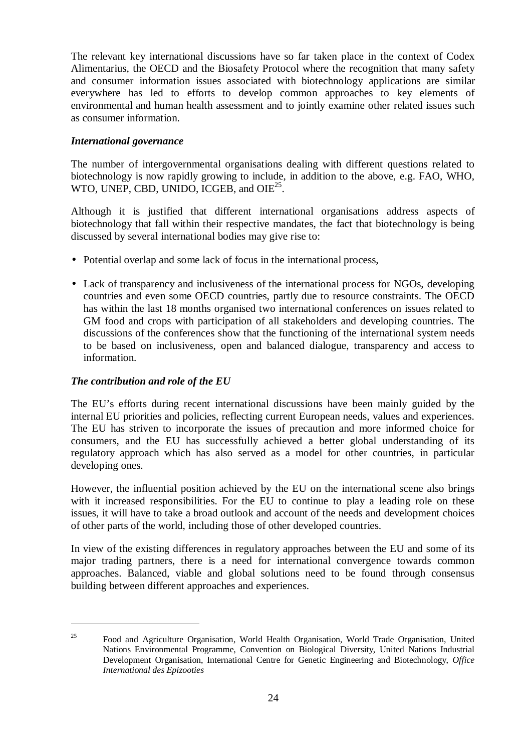The relevant key international discussions have so far taken place in the context of Codex Alimentarius, the OECD and the Biosafety Protocol where the recognition that many safety and consumer information issues associated with biotechnology applications are similar everywhere has led to efforts to develop common approaches to key elements of environmental and human health assessment and to jointly examine other related issues such as consumer information.

***International governance***

The number of intergovernmental organisations dealing with different questions related to biotechnology is now rapidly growing to include, in addition to the above, e.g. FAO, WHO, WTO, UNEP, CBD, UNIDO, ICGEB, and OIE[25].

Although it is justified that different international organisations address aspects of biotechnology that fall within their respective mandates, the fact that biotechnology is being discussed by several international bodies may give rise to:

- Potential overlap and some lack of focus in the international process,
- Lack of transparency and inclusiveness of the international process for NGOs, developing countries and even some OECD countries, partly due to resource constraints. The OECD has within the last 18 months organised two international conferences on issues related to GM food and crops with participation of all stakeholders and developing countries. The discussions of the conferences show that the functioning of the international system needs to be based on inclusiveness, open and balanced dialogue, transparency and access to information.

***The contribution and role of the EU***

The EU's efforts during recent international discussions have been mainly guided by the internal EU priorities and policies, reflecting current European needs, values and experiences. The EU has striven to incorporate the issues of precaution and more informed choice for consumers, and the EU has successfully achieved a better global understanding of its regulatory approach which has also served as a model for other countries, in particular developing ones.

However, the influential position achieved by the EU on the international scene also brings with it increased responsibilities. For the EU to continue to play a leading role on these issues, it will have to take a broad outlook and account of the needs and development choices of other parts of the world, including those of other developed countries.

In view of the existing differences in regulatory approaches between the EU and some of its major trading partners, there is a need for international convergence towards common approaches. Balanced, viable and global solutions need to be found through consensus building between different approaches and experiences.

---

[25] Food and Agriculture Organisation, World Health Organisation, World Trade Organisation, United Nations Environmental Programme, Convention on Biological Diversity, United Nations Industrial Development Organisation, International Centre for Genetic Engineering and Biotechnology, *Office International des Epizooties*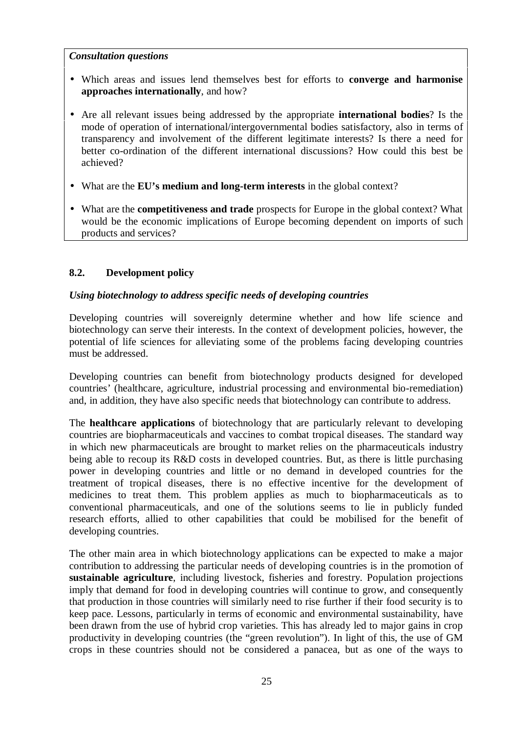*Consultation questions*

- Which areas and issues lend themselves best for efforts to **converge and harmonise approaches internationally**, and how?
- Are all relevant issues being addressed by the appropriate **international bodies**? Is the mode of operation of international/intergovernmental bodies satisfactory, also in terms of transparency and involvement of the different legitimate interests? Is there a need for better co-ordination of the different international discussions? How could this best be achieved?
- What are the **EU's medium and long-term interests** in the global context?
- What are the **competitiveness and trade** prospects for Europe in the global context? What would be the economic implications of Europe becoming dependent on imports of such products and services?

### 8.2. Development policy

***Using biotechnology to address specific needs of developing countries***

Developing countries will sovereignly determine whether and how life science and biotechnology can serve their interests. In the context of development policies, however, the potential of life sciences for alleviating some of the problems facing developing countries must be addressed.

Developing countries can benefit from biotechnology products designed for developed countries' (healthcare, agriculture, industrial processing and environmental bio-remediation) and, in addition, they have also specific needs that biotechnology can contribute to address.

The **healthcare applications** of biotechnology that are particularly relevant to developing countries are biopharmaceuticals and vaccines to combat tropical diseases. The standard way in which new pharmaceuticals are brought to market relies on the pharmaceuticals industry being able to recoup its R&D costs in developed countries. But, as there is little purchasing power in developing countries and little or no demand in developed countries for the treatment of tropical diseases, there is no effective incentive for the development of medicines to treat them. This problem applies as much to biopharmaceuticals as to conventional pharmaceuticals, and one of the solutions seems to lie in publicly funded research efforts, allied to other capabilities that could be mobilised for the benefit of developing countries.

The other main area in which biotechnology applications can be expected to make a major contribution to addressing the particular needs of developing countries is in the promotion of **sustainable agriculture**, including livestock, fisheries and forestry. Population projections imply that demand for food in developing countries will continue to grow, and consequently that production in those countries will similarly need to rise further if their food security is to keep pace. Lessons, particularly in terms of economic and environmental sustainability, have been drawn from the use of hybrid crop varieties. This has already led to major gains in crop productivity in developing countries (the "green revolution"). In light of this, the use of GM crops in these countries should not be considered a panacea, but as one of the ways to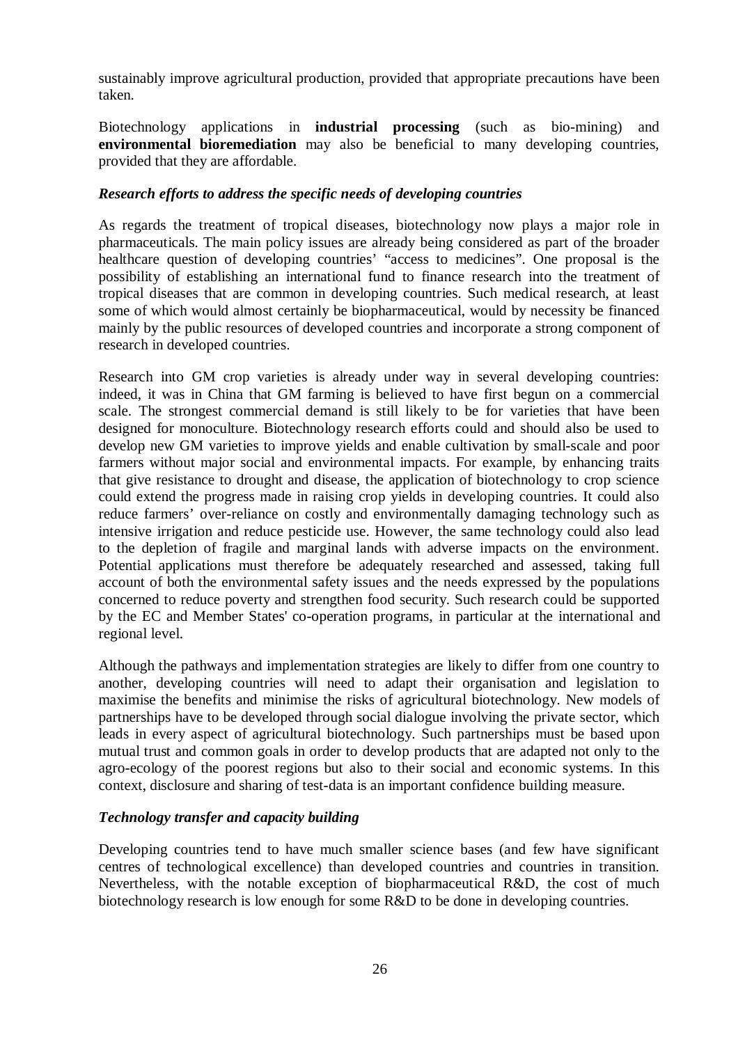sustainably improve agricultural production, provided that appropriate precautions have been taken.

Biotechnology applications in **industrial processing** (such as bio-mining) and **environmental bioremediation** may also be beneficial to many developing countries, provided that they are affordable.

### *Research efforts to address the specific needs of developing countries*

As regards the treatment of tropical diseases, biotechnology now plays a major role in pharmaceuticals. The main policy issues are already being considered as part of the broader healthcare question of developing countries' "access to medicines". One proposal is the possibility of establishing an international fund to finance research into the treatment of tropical diseases that are common in developing countries. Such medical research, at least some of which would almost certainly be biopharmaceutical, would by necessity be financed mainly by the public resources of developed countries and incorporate a strong component of research in developed countries.

Research into GM crop varieties is already under way in several developing countries: indeed, it was in China that GM farming is believed to have first begun on a commercial scale. The strongest commercial demand is still likely to be for varieties that have been designed for monoculture. Biotechnology research efforts could and should also be used to develop new GM varieties to improve yields and enable cultivation by small-scale and poor farmers without major social and environmental impacts. For example, by enhancing traits that give resistance to drought and disease, the application of biotechnology to crop science could extend the progress made in raising crop yields in developing countries. It could also reduce farmers' over-reliance on costly and environmentally damaging technology such as intensive irrigation and reduce pesticide use. However, the same technology could also lead to the depletion of fragile and marginal lands with adverse impacts on the environment. Potential applications must therefore be adequately researched and assessed, taking full account of both the environmental safety issues and the needs expressed by the populations concerned to reduce poverty and strengthen food security. Such research could be supported by the EC and Member States' co-operation programs, in particular at the international and regional level.

Although the pathways and implementation strategies are likely to differ from one country to another, developing countries will need to adapt their organisation and legislation to maximise the benefits and minimise the risks of agricultural biotechnology. New models of partnerships have to be developed through social dialogue involving the private sector, which leads in every aspect of agricultural biotechnology. Such partnerships must be based upon mutual trust and common goals in order to develop products that are adapted not only to the agro-ecology of the poorest regions but also to their social and economic systems. In this context, disclosure and sharing of test-data is an important confidence building measure.

### *Technology transfer and capacity building*

Developing countries tend to have much smaller science bases (and few have significant centres of technological excellence) than developed countries and countries in transition. Nevertheless, with the notable exception of biopharmaceutical R&D, the cost of much biotechnology research is low enough for some R&D to be done in developing countries.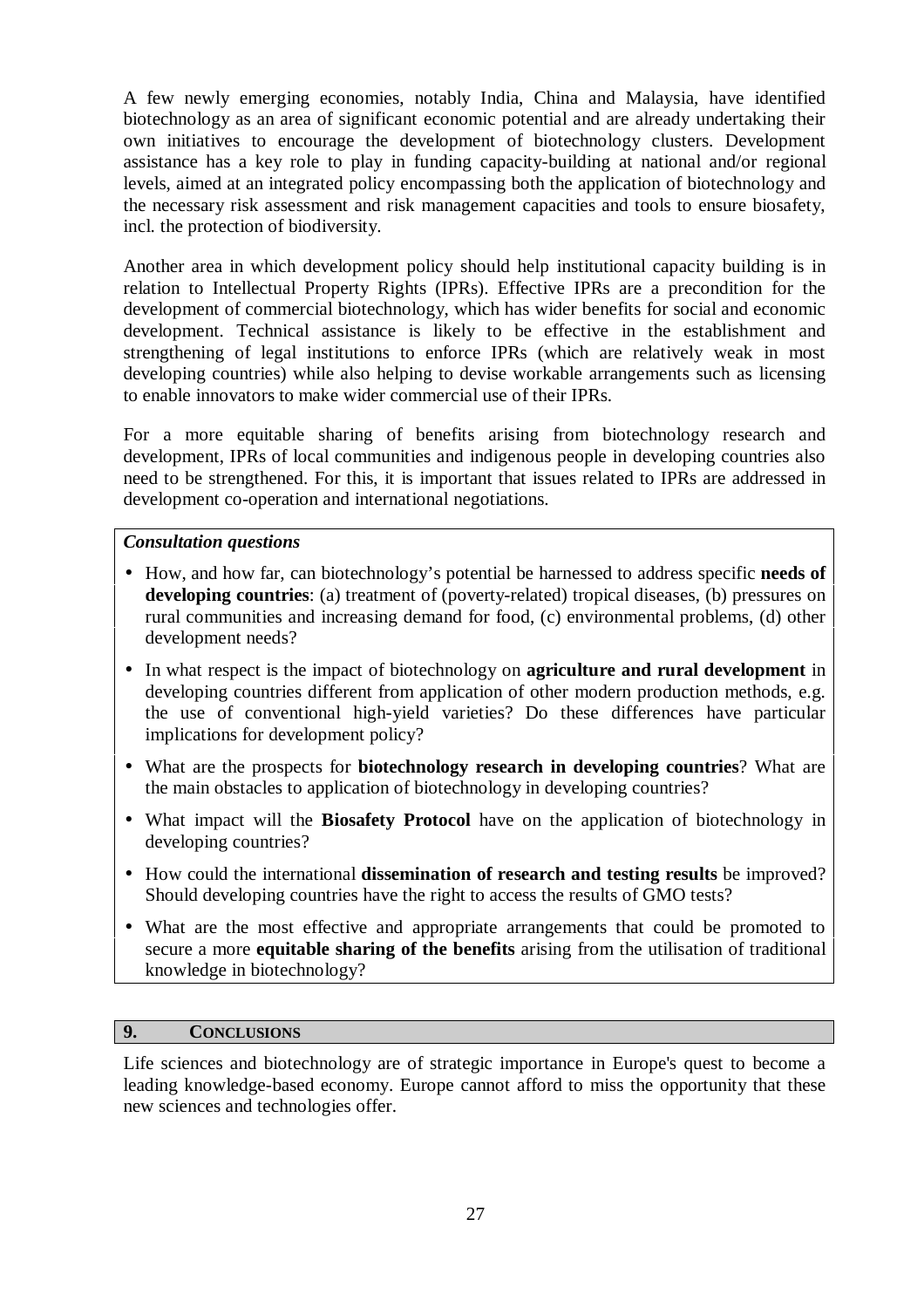A few newly emerging economies, notably India, China and Malaysia, have identified biotechnology as an area of significant economic potential and are already undertaking their own initiatives to encourage the development of biotechnology clusters. Development assistance has a key role to play in funding capacity-building at national and/or regional levels, aimed at an integrated policy encompassing both the application of biotechnology and the necessary risk assessment and risk management capacities and tools to ensure biosafety, incl. the protection of biodiversity.

Another area in which development policy should help institutional capacity building is in relation to Intellectual Property Rights (IPRs). Effective IPRs are a precondition for the development of commercial biotechnology, which has wider benefits for social and economic development. Technical assistance is likely to be effective in the establishment and strengthening of legal institutions to enforce IPRs (which are relatively weak in most developing countries) while also helping to devise workable arrangements such as licensing to enable innovators to make wider commercial use of their IPRs.

For a more equitable sharing of benefits arising from biotechnology research and development, IPRs of local communities and indigenous people in developing countries also need to be strengthened. For this, it is important that issues related to IPRs are addressed in development co-operation and international negotiations.

***Consultation questions***

- How, and how far, can biotechnology's potential be harnessed to address specific **needs of developing countries**: (a) treatment of (poverty-related) tropical diseases, (b) pressures on rural communities and increasing demand for food, (c) environmental problems, (d) other development needs?
- In what respect is the impact of biotechnology on **agriculture and rural development** in developing countries different from application of other modern production methods, e.g. the use of conventional high-yield varieties? Do these differences have particular implications for development policy?
- What are the prospects for **biotechnology research in developing countries**? What are the main obstacles to application of biotechnology in developing countries?
- What impact will the **Biosafety Protocol** have on the application of biotechnology in developing countries?
- How could the international **dissemination of research and testing results** be improved? Should developing countries have the right to access the results of GMO tests?
- What are the most effective and appropriate arrangements that could be promoted to secure a more **equitable sharing of the benefits** arising from the utilisation of traditional knowledge in biotechnology?

## 9. CONCLUSIONS

Life sciences and biotechnology are of strategic importance in Europe's quest to become a leading knowledge-based economy. Europe cannot afford to miss the opportunity that these new sciences and technologies offer.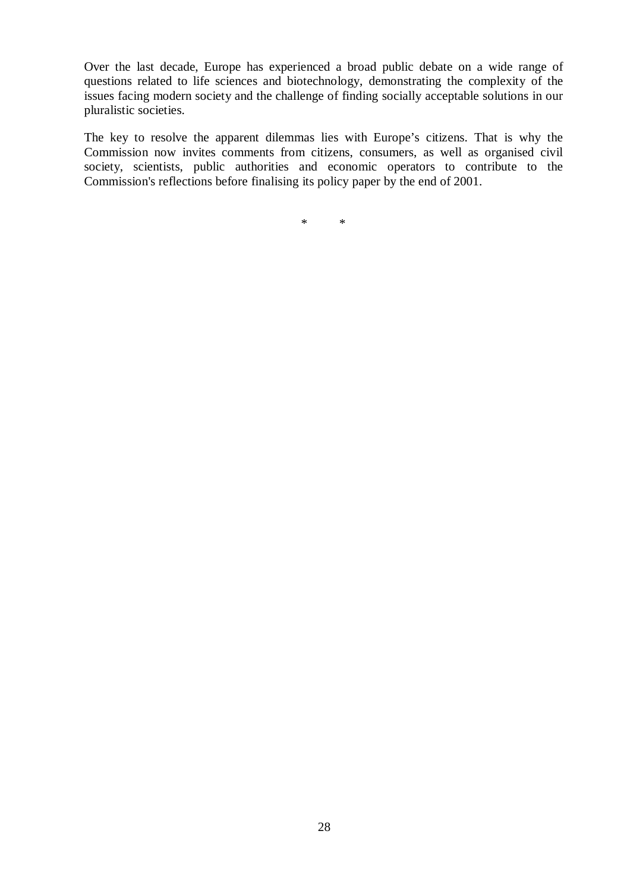Over the last decade, Europe has experienced a broad public debate on a wide range of questions related to life sciences and biotechnology, demonstrating the complexity of the issues facing modern society and the challenge of finding socially acceptable solutions in our pluralistic societies.

The key to resolve the apparent dilemmas lies with Europe's citizens. That is why the Commission now invites comments from citizens, consumers, as well as organised civil society, scientists, public authorities and economic operators to contribute to the Commission's reflections before finalising its policy paper by the end of 2001.

\* \*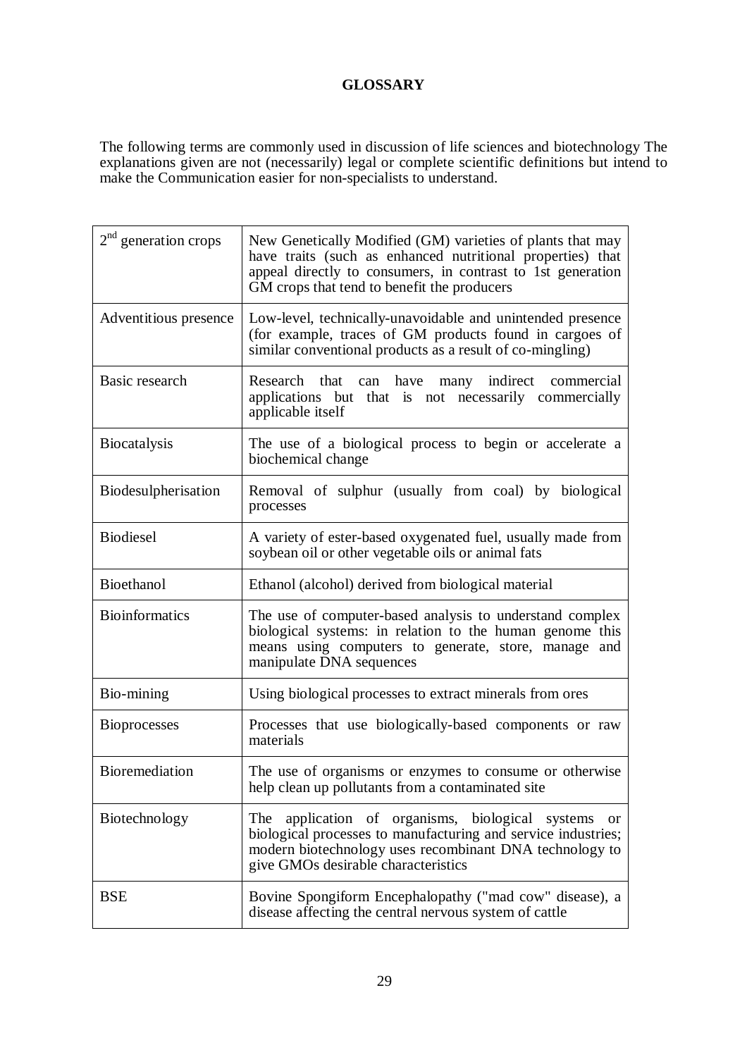# GLOSSARY

The following terms are commonly used in discussion of life sciences and biotechnology The explanations given are not (necessarily) legal or complete scientific definitions but intend to make the Communication easier for non-specialists to understand.

| Term | Explanation |
|---|---|
| 2nd generation crops | New Genetically Modified (GM) varieties of plants that may have traits (such as enhanced nutritional properties) that appeal directly to consumers, in contrast to 1st generation GM crops that tend to benefit the producers |
| Adventitious presence | Low-level, technically-unavoidable and unintended presence (for example, traces of GM products found in cargoes of similar conventional products as a result of co-mingling) |
| Basic research | Research that can have many indirect commercial applications but that is not necessarily commercially applicable itself |
| Biocatalysis | The use of a biological process to begin or accelerate a biochemical change |
| Biodesulpherisation | Removal of sulphur (usually from coal) by biological processes |
| Biodiesel | A variety of ester-based oxygenated fuel, usually made from soybean oil or other vegetable oils or animal fats |
| Bioethanol | Ethanol (alcohol) derived from biological material |
| Bioinformatics | The use of computer-based analysis to understand complex biological systems: in relation to the human genome this means using computers to generate, store, manage and manipulate DNA sequences |
| Bio-mining | Using biological processes to extract minerals from ores |
| Bioprocesses | Processes that use biologically-based components or raw materials |
| Bioremediation | The use of organisms or enzymes to consume or otherwise help clean up pollutants from a contaminated site |
| Biotechnology | The application of organisms, biological systems or biological processes to manufacturing and service industries; modern biotechnology uses recombinant DNA technology to give GMOs desirable characteristics |
| BSE | Bovine Spongiform Encephalopathy ("mad cow" disease), a disease affecting the central nervous system of cattle |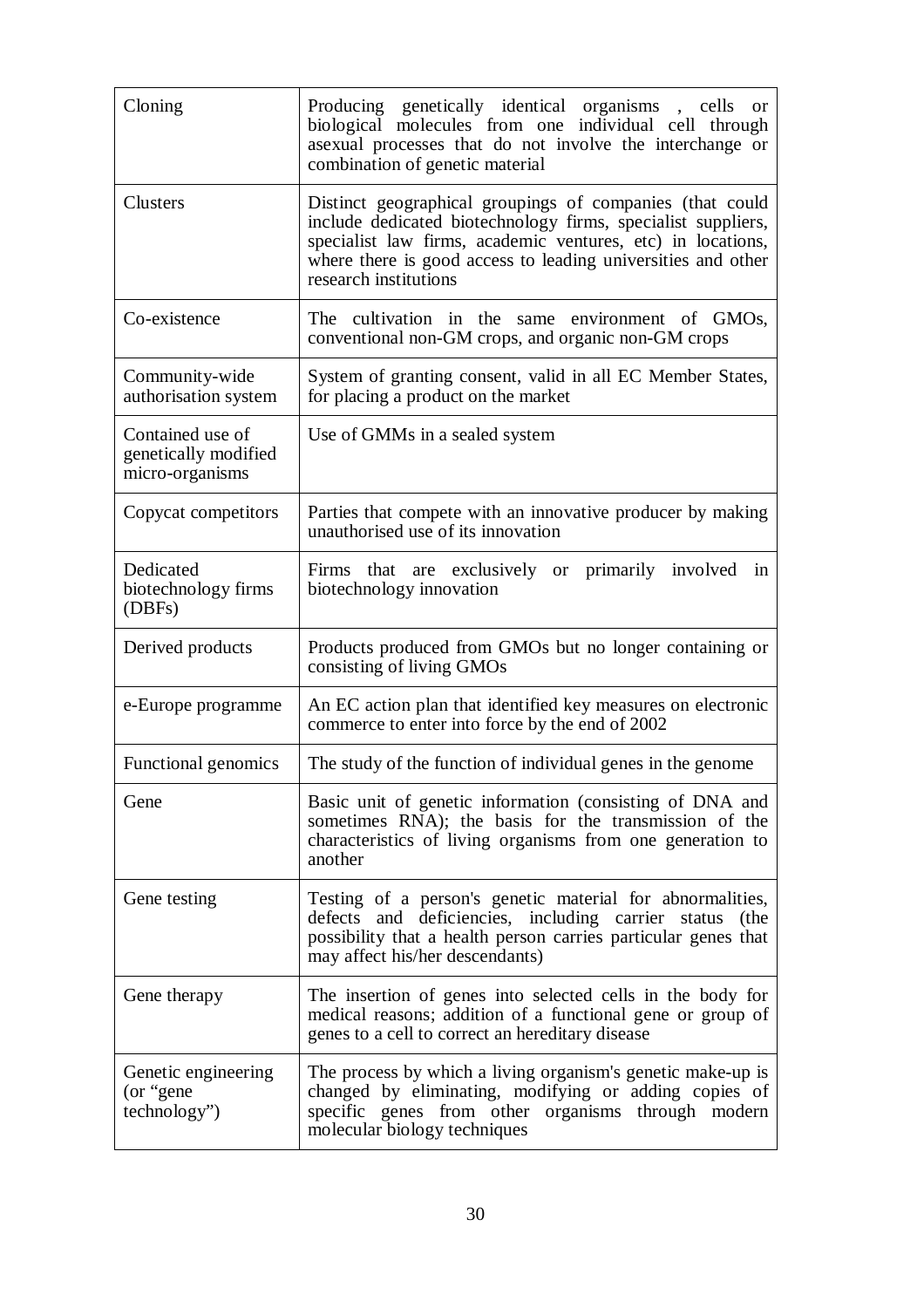| | |
|---|---|
| Cloning | Producing genetically identical organisms , cells or biological molecules from one individual cell through asexual processes that do not involve the interchange or combination of genetic material |
| Clusters | Distinct geographical groupings of companies (that could include dedicated biotechnology firms, specialist suppliers, specialist law firms, academic ventures, etc) in locations, where there is good access to leading universities and other research institutions |
| Co-existence | The cultivation in the same environment of GMOs, conventional non-GM crops, and organic non-GM crops |
| Community-wide authorisation system | System of granting consent, valid in all EC Member States, for placing a product on the market |
| Contained use of genetically modified micro-organisms | Use of GMMs in a sealed system |
| Copycat competitors | Parties that compete with an innovative producer by making unauthorised use of its innovation |
| Dedicated biotechnology firms (DBFs) | Firms that are exclusively or primarily involved in biotechnology innovation |
| Derived products | Products produced from GMOs but no longer containing or consisting of living GMOs |
| e-Europe programme | An EC action plan that identified key measures on electronic commerce to enter into force by the end of 2002 |
| Functional genomics | The study of the function of individual genes in the genome |
| Gene | Basic unit of genetic information (consisting of DNA and sometimes RNA); the basis for the transmission of the characteristics of living organisms from one generation to another |
| Gene testing | Testing of a person's genetic material for abnormalities, defects and deficiencies, including carrier status (the possibility that a health person carries particular genes that may affect his/her descendants) |
| Gene therapy | The insertion of genes into selected cells in the body for medical reasons; addition of a functional gene or group of genes to a cell to correct an hereditary disease |
| Genetic engineering (or "gene technology") | The process by which a living organism's genetic make-up is changed by eliminating, modifying or adding copies of specific genes from other organisms through modern molecular biology techniques |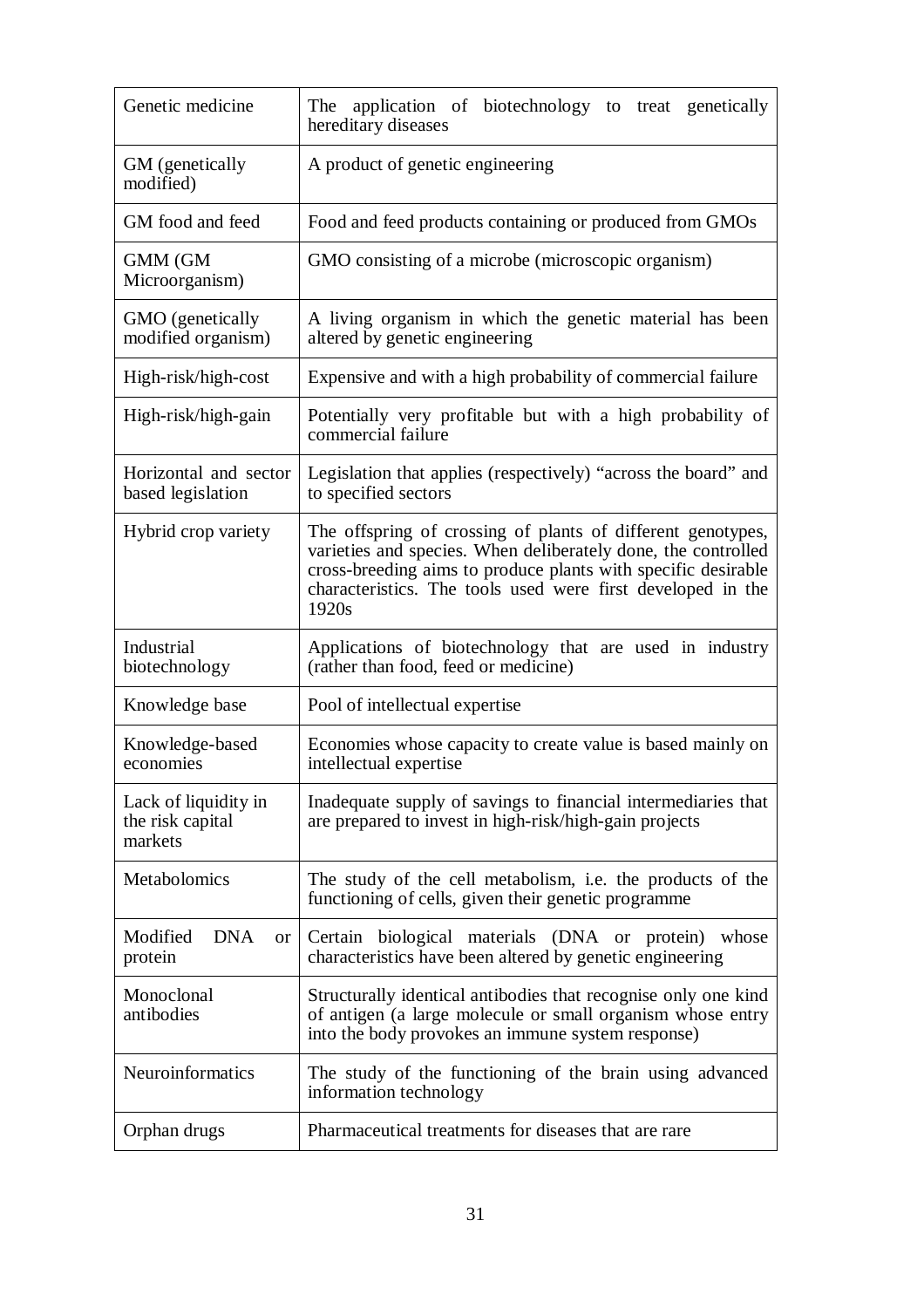| | |
|---|---|
| Genetic medicine | The application of biotechnology to treat genetically hereditary diseases |
| GM (genetically modified) | A product of genetic engineering |
| GM food and feed | Food and feed products containing or produced from GMOs |
| GMM (GM Microorganism) | GMO consisting of a microbe (microscopic organism) |
| GMO (genetically modified organism) | A living organism in which the genetic material has been altered by genetic engineering |
| High-risk/high-cost | Expensive and with a high probability of commercial failure |
| High-risk/high-gain | Potentially very profitable but with a high probability of commercial failure |
| Horizontal and sector based legislation | Legislation that applies (respectively) "across the board" and to specified sectors |
| Hybrid crop variety | The offspring of crossing of plants of different genotypes, varieties and species. When deliberately done, the controlled cross-breeding aims to produce plants with specific desirable characteristics. The tools used were first developed in the 1920s |
| Industrial biotechnology | Applications of biotechnology that are used in industry (rather than food, feed or medicine) |
| Knowledge base | Pool of intellectual expertise |
| Knowledge-based economies | Economies whose capacity to create value is based mainly on intellectual expertise |
| Lack of liquidity in the risk capital markets | Inadequate supply of savings to financial intermediaries that are prepared to invest in high-risk/high-gain projects |
| Metabolomics | The study of the cell metabolism, i.e. the products of the functioning of cells, given their genetic programme |
| Modified DNA or protein | Certain biological materials (DNA or protein) whose characteristics have been altered by genetic engineering |
| Monoclonal antibodies | Structurally identical antibodies that recognise only one kind of antigen (a large molecule or small organism whose entry into the body provokes an immune system response) |
| Neuroinformatics | The study of the functioning of the brain using advanced information technology |
| Orphan drugs | Pharmaceutical treatments for diseases that are rare |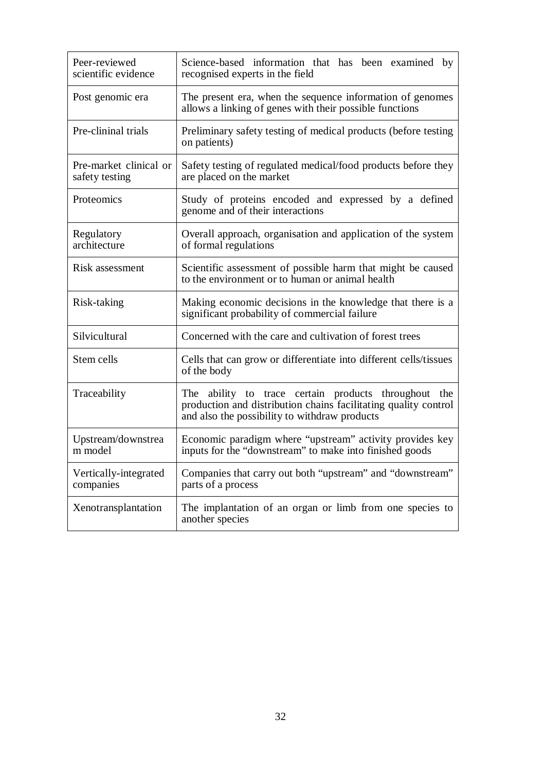| | |
|---|---|
| Peer-reviewed scientific evidence | Science-based information that has been examined by recognised experts in the field |
| Post genomic era | The present era, when the sequence information of genomes allows a linking of genes with their possible functions |
| Pre-clininal trials | Preliminary safety testing of medical products (before testing on patients) |
| Pre-market clinical or safety testing | Safety testing of regulated medical/food products before they are placed on the market |
| Proteomics | Study of proteins encoded and expressed by a defined genome and of their interactions |
| Regulatory architecture | Overall approach, organisation and application of the system of formal regulations |
| Risk assessment | Scientific assessment of possible harm that might be caused to the environment or to human or animal health |
| Risk-taking | Making economic decisions in the knowledge that there is a significant probability of commercial failure |
| Silvicultural | Concerned with the care and cultivation of forest trees |
| Stem cells | Cells that can grow or differentiate into different cells/tissues of the body |
| Traceability | The ability to trace certain products throughout the production and distribution chains facilitating quality control and also the possibility to withdraw products |
| Upstream/downstream model | Economic paradigm where "upstream" activity provides key inputs for the "downstream" to make into finished goods |
| Vertically-integrated companies | Companies that carry out both "upstream" and "downstream" parts of a process |
| Xenotransplantation | The implantation of an organ or limb from one species to another species |